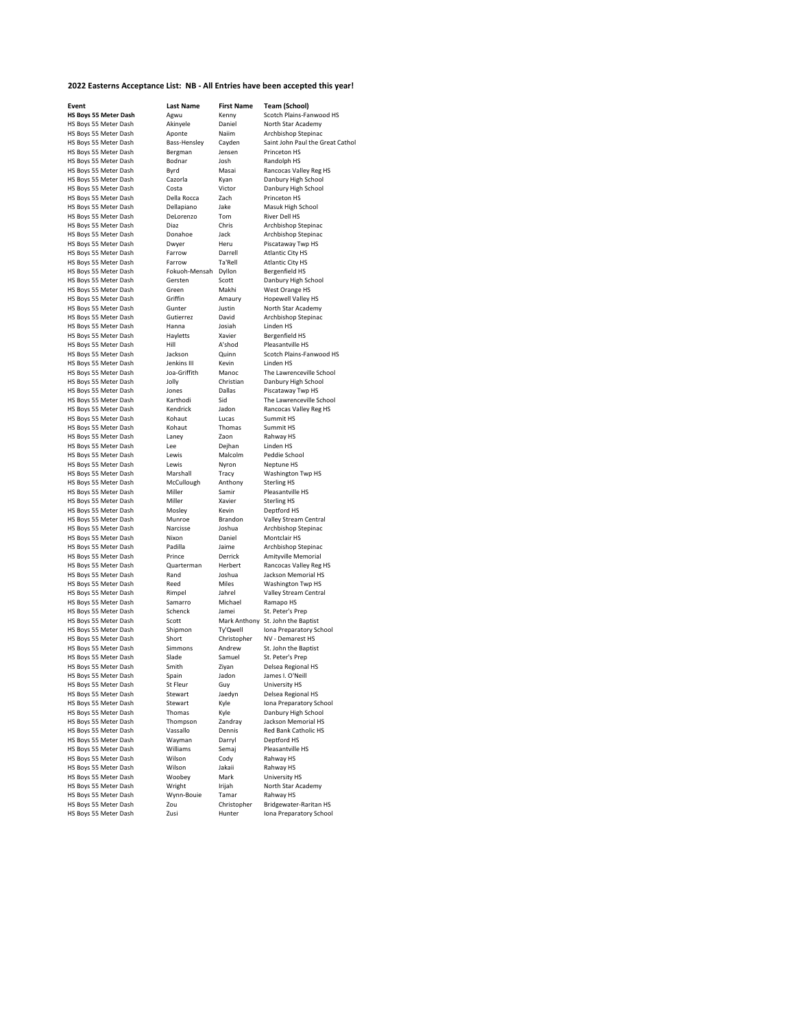**2022 Easterns Acceptance List: NB - All Entries have been accepted this year!**

| Event | Last Name | First Name | Team (School) |
|---|---|---|---|
| **HS Boys 55 Meter Dash** | Agwu | Kenny | Scotch Plains-Fanwood HS |
| HS Boys 55 Meter Dash | Akinyele | Daniel | North Star Academy |
| HS Boys 55 Meter Dash | Aponte | Naiim | Archbishop Stepinac |
| HS Boys 55 Meter Dash | Bass-Hensley | Cayden | Saint John Paul the Great Cathol |
| HS Boys 55 Meter Dash | Bergman | Jensen | Princeton HS |
| HS Boys 55 Meter Dash | Bodnar | Josh | Randolph HS |
| HS Boys 55 Meter Dash | Byrd | Masai | Rancocas Valley Reg HS |
| HS Boys 55 Meter Dash | Cazorla | Kyan | Danbury High School |
| HS Boys 55 Meter Dash | Costa | Victor | Danbury High School |
| HS Boys 55 Meter Dash | Della Rocca | Zach | Princeton HS |
| HS Boys 55 Meter Dash | Dellapiano | Jake | Masuk High School |
| HS Boys 55 Meter Dash | DeLorenzo | Tom | River Dell HS |
| HS Boys 55 Meter Dash | Diaz | Chris | Archbishop Stepinac |
| HS Boys 55 Meter Dash | Donahoe | Jack | Archbishop Stepinac |
| HS Boys 55 Meter Dash | Dwyer | Heru | Piscataway Twp HS |
| HS Boys 55 Meter Dash | Farrow | Darrell | Atlantic City HS |
| HS Boys 55 Meter Dash | Farrow | Ta'Rell | Atlantic City HS |
| HS Boys 55 Meter Dash | Fokuoh-Mensah | Dyllon | Bergenfield HS |
| HS Boys 55 Meter Dash | Gersten | Scott | Danbury High School |
| HS Boys 55 Meter Dash | Green | Makhi | West Orange HS |
| HS Boys 55 Meter Dash | Griffin | Amaury | Hopewell Valley HS |
| HS Boys 55 Meter Dash | Gunter | Justin | North Star Academy |
| HS Boys 55 Meter Dash | Gutierrez | David | Archbishop Stepinac |
| HS Boys 55 Meter Dash | Hanna | Josiah | Linden HS |
| HS Boys 55 Meter Dash | Hayletts | Xavier | Bergenfield HS |
| HS Boys 55 Meter Dash | Hill | A'shod | Pleasantville HS |
| HS Boys 55 Meter Dash | Jackson | Quinn | Scotch Plains-Fanwood HS |
| HS Boys 55 Meter Dash | Jenkins III | Kevin | Linden HS |
| HS Boys 55 Meter Dash | Joa-Griffith | Manoc | The Lawrenceville School |
| HS Boys 55 Meter Dash | Jolly | Christian | Danbury High School |
| HS Boys 55 Meter Dash | Jones | Dallas | Piscataway Twp HS |
| HS Boys 55 Meter Dash | Karthodi | Sid | The Lawrenceville School |
| HS Boys 55 Meter Dash | Kendrick | Jadon | Rancocas Valley Reg HS |
| HS Boys 55 Meter Dash | Kohaut | Lucas | Summit HS |
| HS Boys 55 Meter Dash | Kohaut | Thomas | Summit HS |
| HS Boys 55 Meter Dash | Laney | Zaon | Rahway HS |
| HS Boys 55 Meter Dash | Lee | Dejhan | Linden HS |
| HS Boys 55 Meter Dash | Lewis | Malcolm | Peddie School |
| HS Boys 55 Meter Dash | Lewis | Nyron | Neptune HS |
| HS Boys 55 Meter Dash | Marshall | Tracy | Washington Twp HS |
| HS Boys 55 Meter Dash | McCullough | Anthony | Sterling HS |
| HS Boys 55 Meter Dash | Miller | Samir | Pleasantville HS |
| HS Boys 55 Meter Dash | Miller | Xavier | Sterling HS |
| HS Boys 55 Meter Dash | Mosley | Kevin | Deptford HS |
| HS Boys 55 Meter Dash | Munroe | Brandon | Valley Stream Central |
| HS Boys 55 Meter Dash | Narcisse | Joshua | Archbishop Stepinac |
| HS Boys 55 Meter Dash | Nixon | Daniel | Montclair HS |
| HS Boys 55 Meter Dash | Padilla | Jaime | Archbishop Stepinac |
| HS Boys 55 Meter Dash | Prince | Derrick | Amityville Memorial |
| HS Boys 55 Meter Dash | Quarterman | Herbert | Rancocas Valley Reg HS |
| HS Boys 55 Meter Dash | Rand | Joshua | Jackson Memorial HS |
| HS Boys 55 Meter Dash | Reed | Miles | Washington Twp HS |
| HS Boys 55 Meter Dash | Rimpel | Jahrel | Valley Stream Central |
| HS Boys 55 Meter Dash | Samarro | Michael | Ramapo HS |
| HS Boys 55 Meter Dash | Schenck | Jamei | St. Peter's Prep |
| HS Boys 55 Meter Dash | Scott | Mark Anthony | St. John the Baptist |
| HS Boys 55 Meter Dash | Shipmon | Ty'Qwell | Iona Preparatory School |
| HS Boys 55 Meter Dash | Short | Christopher | NV - Demarest HS |
| HS Boys 55 Meter Dash | Simmons | Andrew | St. John the Baptist |
| HS Boys 55 Meter Dash | Slade | Samuel | St. Peter's Prep |
| HS Boys 55 Meter Dash | Smith | Ziyan | Delsea Regional HS |
| HS Boys 55 Meter Dash | Spain | Jadon | James I. O'Neill |
| HS Boys 55 Meter Dash | St Fleur | Guy | University HS |
| HS Boys 55 Meter Dash | Stewart | Jaedyn | Delsea Regional HS |
| HS Boys 55 Meter Dash | Stewart | Kyle | Iona Preparatory School |
| HS Boys 55 Meter Dash | Thomas | Kyle | Danbury High School |
| HS Boys 55 Meter Dash | Thompson | Zandray | Jackson Memorial HS |
| HS Boys 55 Meter Dash | Vassallo | Dennis | Red Bank Catholic HS |
| HS Boys 55 Meter Dash | Wayman | Darryl | Deptford HS |
| HS Boys 55 Meter Dash | Williams | Semaj | Pleasantville HS |
| HS Boys 55 Meter Dash | Wilson | Cody | Rahway HS |
| HS Boys 55 Meter Dash | Wilson | Jakaii | Rahway HS |
| HS Boys 55 Meter Dash | Woobey | Mark | University HS |
| HS Boys 55 Meter Dash | Wright | Irijah | North Star Academy |
| HS Boys 55 Meter Dash | Wynn-Bouie | Tamar | Rahway HS |
| HS Boys 55 Meter Dash | Zou | Christopher | Bridgewater-Raritan HS |
| HS Boys 55 Meter Dash | Zusi | Hunter | Iona Preparatory School |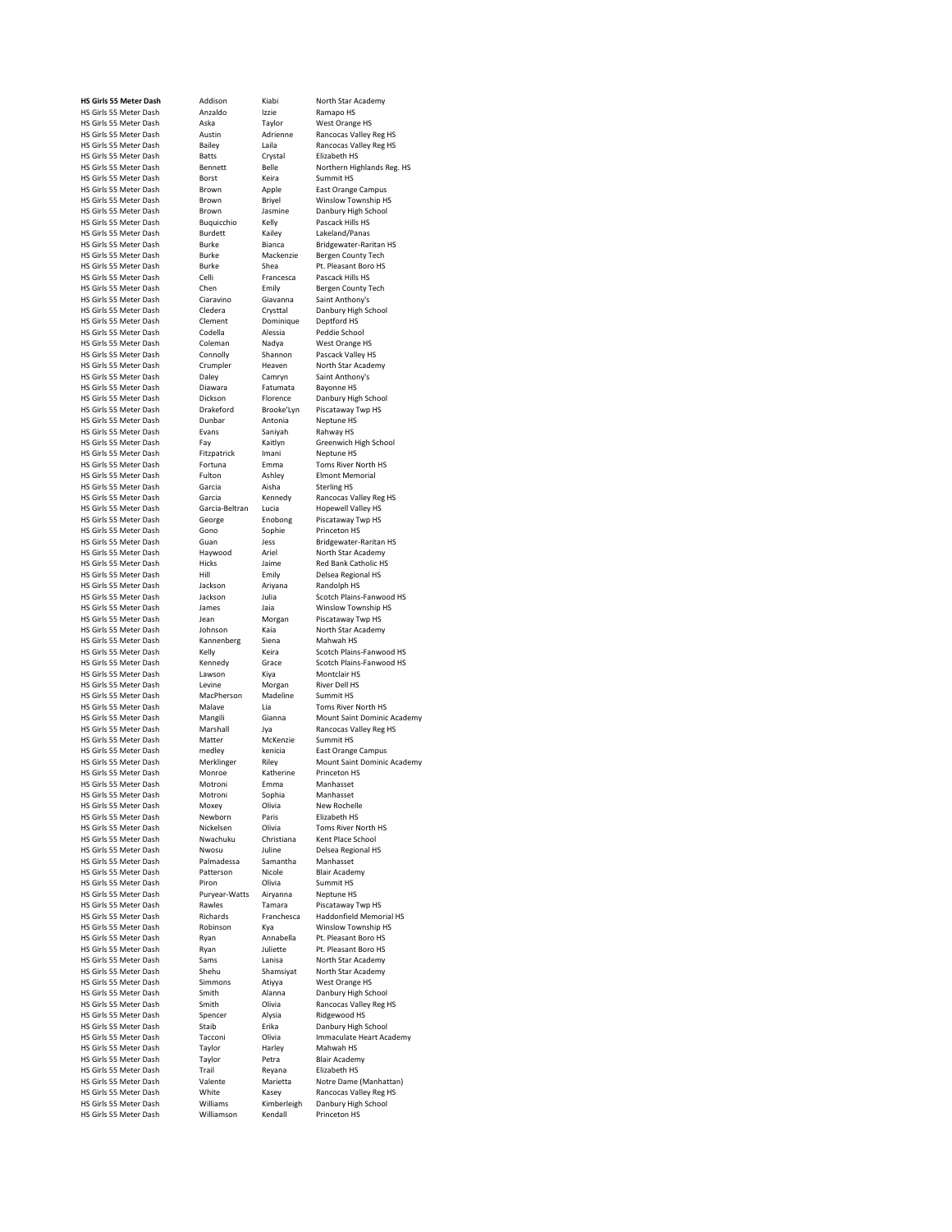| **HS Girls 55 Meter Dash** | Addison | Kiabi | North Star Academy |
|---|---|---|---|
| HS Girls 55 Meter Dash | Anzaldo | Izzie | Ramapo HS |
| HS Girls 55 Meter Dash | Aska | Taylor | West Orange HS |
| HS Girls 55 Meter Dash | Austin | Adrienne | Rancocas Valley Reg HS |
| HS Girls 55 Meter Dash | Bailey | Laila | Rancocas Valley Reg HS |
| HS Girls 55 Meter Dash | Batts | Crystal | Elizabeth HS |
| HS Girls 55 Meter Dash | Bennett | Belle | Northern Highlands Reg. HS |
| HS Girls 55 Meter Dash | Borst | Keira | Summit HS |
| HS Girls 55 Meter Dash | Brown | Apple | East Orange Campus |
| HS Girls 55 Meter Dash | Brown | Briyel | Winslow Township HS |
| HS Girls 55 Meter Dash | Brown | Jasmine | Danbury High School |
| HS Girls 55 Meter Dash | Buquicchio | Kelly | Pascack Hills HS |
| HS Girls 55 Meter Dash | Burdett | Kailey | Lakeland/Panas |
| HS Girls 55 Meter Dash | Burke | Bianca | Bridgewater-Raritan HS |
| HS Girls 55 Meter Dash | Burke | Mackenzie | Bergen County Tech |
| HS Girls 55 Meter Dash | Burke | Shea | Pt. Pleasant Boro HS |
| HS Girls 55 Meter Dash | Celli | Francesca | Pascack Hills HS |
| HS Girls 55 Meter Dash | Chen | Emily | Bergen County Tech |
| HS Girls 55 Meter Dash | Ciaravino | Giavanna | Saint Anthony's |
| HS Girls 55 Meter Dash | Cledera | Crysttal | Danbury High School |
| HS Girls 55 Meter Dash | Clement | Dominique | Deptford HS |
| HS Girls 55 Meter Dash | Codella | Alessia | Peddie School |
| HS Girls 55 Meter Dash | Coleman | Nadya | West Orange HS |
| HS Girls 55 Meter Dash | Connolly | Shannon | Pascack Valley HS |
| HS Girls 55 Meter Dash | Crumpler | Heaven | North Star Academy |
| HS Girls 55 Meter Dash | Daley | Camryn | Saint Anthony's |
| HS Girls 55 Meter Dash | Diawara | Fatumata | Bayonne HS |
| HS Girls 55 Meter Dash | Dickson | Florence | Danbury High School |
| HS Girls 55 Meter Dash | Drakeford | Brooke'Lyn | Piscataway Twp HS |
| HS Girls 55 Meter Dash | Dunbar | Antonia | Neptune HS |
| HS Girls 55 Meter Dash | Evans | Saniyah | Rahway HS |
| HS Girls 55 Meter Dash | Fay | Kaitlyn | Greenwich High School |
| HS Girls 55 Meter Dash | Fitzpatrick | Imani | Neptune HS |
| HS Girls 55 Meter Dash | Fortuna | Emma | Toms River North HS |
| HS Girls 55 Meter Dash | Fulton | Ashley | Elmont Memorial |
| HS Girls 55 Meter Dash | Garcia | Aisha | Sterling HS |
| HS Girls 55 Meter Dash | Garcia | Kennedy | Rancocas Valley Reg HS |
| HS Girls 55 Meter Dash | Garcia-Beltran | Lucia | Hopewell Valley HS |
| HS Girls 55 Meter Dash | George | Enobong | Piscataway Twp HS |
| HS Girls 55 Meter Dash | Gono | Sophie | Princeton HS |
| HS Girls 55 Meter Dash | Guan | Jess | Bridgewater-Raritan HS |
| HS Girls 55 Meter Dash | Haywood | Ariel | North Star Academy |
| HS Girls 55 Meter Dash | Hicks | Jaime | Red Bank Catholic HS |
| HS Girls 55 Meter Dash | Hill | Emily | Delsea Regional HS |
| HS Girls 55 Meter Dash | Jackson | Ariyana | Randolph HS |
| HS Girls 55 Meter Dash | Jackson | Julia | Scotch Plains-Fanwood HS |
| HS Girls 55 Meter Dash | James | Jaia | Winslow Township HS |
| HS Girls 55 Meter Dash | Jean | Morgan | Piscataway Twp HS |
| HS Girls 55 Meter Dash | Johnson | Kaia | North Star Academy |
| HS Girls 55 Meter Dash | Kannenberg | Siena | Mahwah HS |
| HS Girls 55 Meter Dash | Kelly | Keira | Scotch Plains-Fanwood HS |
| HS Girls 55 Meter Dash | Kennedy | Grace | Scotch Plains-Fanwood HS |
| HS Girls 55 Meter Dash | Lawson | Kiya | Montclair HS |
| HS Girls 55 Meter Dash | Levine | Morgan | River Dell HS |
| HS Girls 55 Meter Dash | MacPherson | Madeline | Summit HS |
| HS Girls 55 Meter Dash | Malave | Lia | Toms River North HS |
| HS Girls 55 Meter Dash | Mangili | Gianna | Mount Saint Dominic Academy |
| HS Girls 55 Meter Dash | Marshall | Jya | Rancocas Valley Reg HS |
| HS Girls 55 Meter Dash | Matter | McKenzie | Summit HS |
| HS Girls 55 Meter Dash | medley | kenicia | East Orange Campus |
| HS Girls 55 Meter Dash | Merklinger | Riley | Mount Saint Dominic Academy |
| HS Girls 55 Meter Dash | Monroe | Katherine | Princeton HS |
| HS Girls 55 Meter Dash | Motroni | Emma | Manhasset |
| HS Girls 55 Meter Dash | Motroni | Sophia | Manhasset |
| HS Girls 55 Meter Dash | Moxey | Olivia | New Rochelle |
| HS Girls 55 Meter Dash | Newborn | Paris | Elizabeth HS |
| HS Girls 55 Meter Dash | Nickelsen | Olivia | Toms River North HS |
| HS Girls 55 Meter Dash | Nwachuku | Christiana | Kent Place School |
| HS Girls 55 Meter Dash | Nwosu | Juline | Delsea Regional HS |
| HS Girls 55 Meter Dash | Palmadessa | Samantha | Manhasset |
| HS Girls 55 Meter Dash | Patterson | Nicole | Blair Academy |
| HS Girls 55 Meter Dash | Piron | Olivia | Summit HS |
| HS Girls 55 Meter Dash | Puryear-Watts | Airyanna | Neptune HS |
| HS Girls 55 Meter Dash | Rawles | Tamara | Piscataway Twp HS |
| HS Girls 55 Meter Dash | Richards | Franchesca | Haddonfield Memorial HS |
| HS Girls 55 Meter Dash | Robinson | Kya | Winslow Township HS |
| HS Girls 55 Meter Dash | Ryan | Annabella | Pt. Pleasant Boro HS |
| HS Girls 55 Meter Dash | Ryan | Juliette | Pt. Pleasant Boro HS |
| HS Girls 55 Meter Dash | Sams | Lanisa | North Star Academy |
| HS Girls 55 Meter Dash | Shehu | Shamsiyat | North Star Academy |
| HS Girls 55 Meter Dash | Simmons | Atiyya | West Orange HS |
| HS Girls 55 Meter Dash | Smith | Alanna | Danbury High School |
| HS Girls 55 Meter Dash | Smith | Olivia | Rancocas Valley Reg HS |
| HS Girls 55 Meter Dash | Spencer | Alysia | Ridgewood HS |
| HS Girls 55 Meter Dash | Staib | Erika | Danbury High School |
| HS Girls 55 Meter Dash | Tacconi | Olivia | Immaculate Heart Academy |
| HS Girls 55 Meter Dash | Taylor | Harley | Mahwah HS |
| HS Girls 55 Meter Dash | Taylor | Petra | Blair Academy |
| HS Girls 55 Meter Dash | Trail | Reyana | Elizabeth HS |
| HS Girls 55 Meter Dash | Valente | Marietta | Notre Dame (Manhattan) |
| HS Girls 55 Meter Dash | White | Kasey | Rancocas Valley Reg HS |
| HS Girls 55 Meter Dash | Williams | Kimberleigh | Danbury High School |
| HS Girls 55 Meter Dash | Williamson | Kendall | Princeton HS |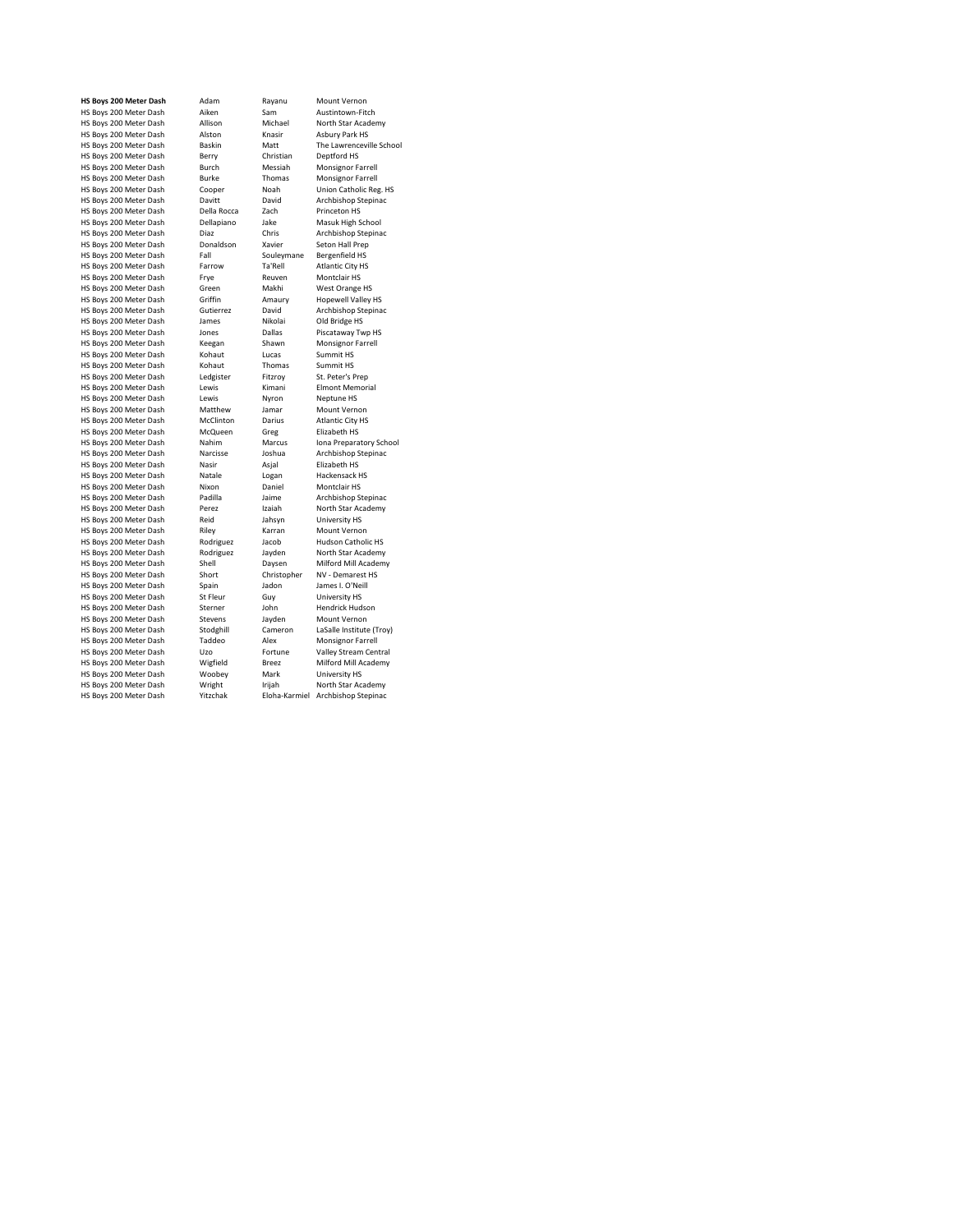| **HS Boys 200 Meter Dash** | Adam | Rayanu | Mount Vernon |
|---|---|---|---|
| HS Boys 200 Meter Dash | Aiken | Sam | Austintown-Fitch |
| HS Boys 200 Meter Dash | Allison | Michael | North Star Academy |
| HS Boys 200 Meter Dash | Alston | Knasir | Asbury Park HS |
| HS Boys 200 Meter Dash | Baskin | Matt | The Lawrenceville School |
| HS Boys 200 Meter Dash | Berry | Christian | Deptford HS |
| HS Boys 200 Meter Dash | Burch | Messiah | Monsignor Farrell |
| HS Boys 200 Meter Dash | Burke | Thomas | Monsignor Farrell |
| HS Boys 200 Meter Dash | Cooper | Noah | Union Catholic Reg. HS |
| HS Boys 200 Meter Dash | Davitt | David | Archbishop Stepinac |
| HS Boys 200 Meter Dash | Della Rocca | Zach | Princeton HS |
| HS Boys 200 Meter Dash | Dellapiano | Jake | Masuk High School |
| HS Boys 200 Meter Dash | Diaz | Chris | Archbishop Stepinac |
| HS Boys 200 Meter Dash | Donaldson | Xavier | Seton Hall Prep |
| HS Boys 200 Meter Dash | Fall | Souleymane | Bergenfield HS |
| HS Boys 200 Meter Dash | Farrow | Ta'Rell | Atlantic City HS |
| HS Boys 200 Meter Dash | Frye | Reuven | Montclair HS |
| HS Boys 200 Meter Dash | Green | Makhi | West Orange HS |
| HS Boys 200 Meter Dash | Griffin | Amaury | Hopewell Valley HS |
| HS Boys 200 Meter Dash | Gutierrez | David | Archbishop Stepinac |
| HS Boys 200 Meter Dash | James | Nikolai | Old Bridge HS |
| HS Boys 200 Meter Dash | Jones | Dallas | Piscataway Twp HS |
| HS Boys 200 Meter Dash | Keegan | Shawn | Monsignor Farrell |
| HS Boys 200 Meter Dash | Kohaut | Lucas | Summit HS |
| HS Boys 200 Meter Dash | Kohaut | Thomas | Summit HS |
| HS Boys 200 Meter Dash | Ledgister | Fitzroy | St. Peter's Prep |
| HS Boys 200 Meter Dash | Lewis | Kimani | Elmont Memorial |
| HS Boys 200 Meter Dash | Lewis | Nyron | Neptune HS |
| HS Boys 200 Meter Dash | Matthew | Jamar | Mount Vernon |
| HS Boys 200 Meter Dash | McClinton | Darius | Atlantic City HS |
| HS Boys 200 Meter Dash | McQueen | Greg | Elizabeth HS |
| HS Boys 200 Meter Dash | Nahim | Marcus | Iona Preparatory School |
| HS Boys 200 Meter Dash | Narcisse | Joshua | Archbishop Stepinac |
| HS Boys 200 Meter Dash | Nasir | Asjal | Elizabeth HS |
| HS Boys 200 Meter Dash | Natale | Logan | Hackensack HS |
| HS Boys 200 Meter Dash | Nixon | Daniel | Montclair HS |
| HS Boys 200 Meter Dash | Padilla | Jaime | Archbishop Stepinac |
| HS Boys 200 Meter Dash | Perez | Izaiah | North Star Academy |
| HS Boys 200 Meter Dash | Reid | Jahsyn | University HS |
| HS Boys 200 Meter Dash | Riley | Karran | Mount Vernon |
| HS Boys 200 Meter Dash | Rodriguez | Jacob | Hudson Catholic HS |
| HS Boys 200 Meter Dash | Rodriguez | Jayden | North Star Academy |
| HS Boys 200 Meter Dash | Shell | Daysen | Milford Mill Academy |
| HS Boys 200 Meter Dash | Short | Christopher | NV - Demarest HS |
| HS Boys 200 Meter Dash | Spain | Jadon | James I. O'Neill |
| HS Boys 200 Meter Dash | St Fleur | Guy | University HS |
| HS Boys 200 Meter Dash | Sterner | John | Hendrick Hudson |
| HS Boys 200 Meter Dash | Stevens | Jayden | Mount Vernon |
| HS Boys 200 Meter Dash | Stodghill | Cameron | LaSalle Institute (Troy) |
| HS Boys 200 Meter Dash | Taddeo | Alex | Monsignor Farrell |
| HS Boys 200 Meter Dash | Uzo | Fortune | Valley Stream Central |
| HS Boys 200 Meter Dash | Wigfield | Breez | Milford Mill Academy |
| HS Boys 200 Meter Dash | Woobey | Mark | University HS |
| HS Boys 200 Meter Dash | Wright | Irijah | North Star Academy |
| HS Boys 200 Meter Dash | Yitzchak | Eloha-Karmiel | Archbishop Stepinac |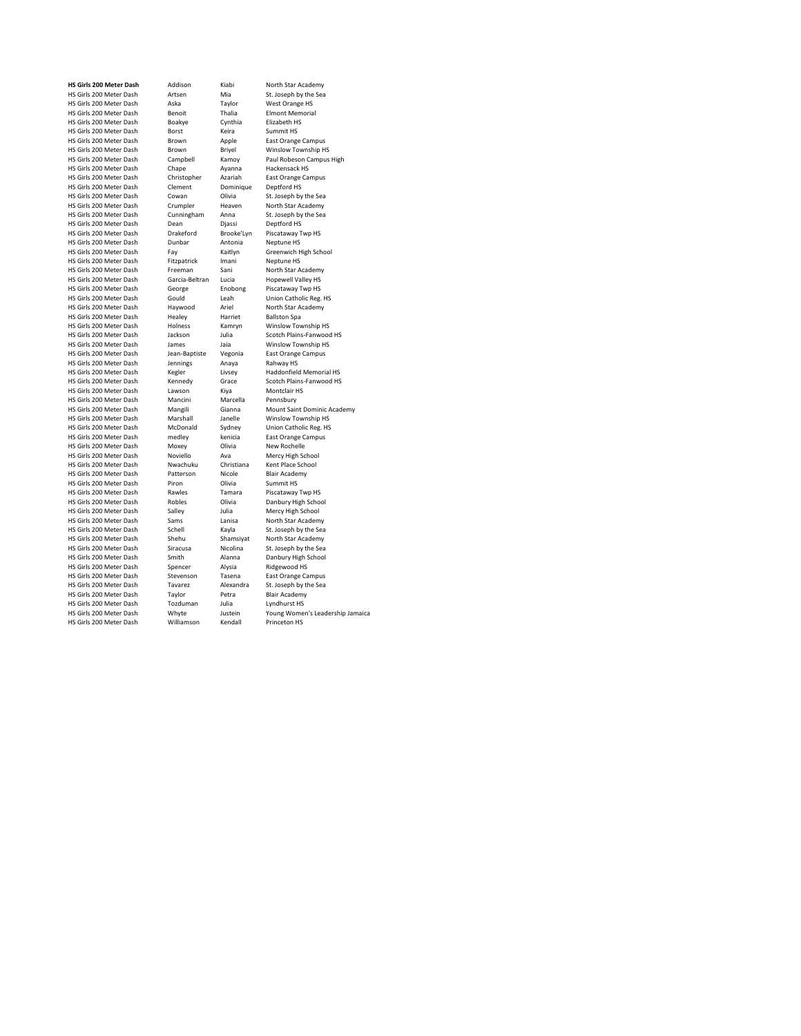| **HS Girls 200 Meter Dash** | Addison | Kiabi | North Star Academy |
|---|---|---|---|
| HS Girls 200 Meter Dash | Artsen | Mia | St. Joseph by the Sea |
| HS Girls 200 Meter Dash | Aska | Taylor | West Orange HS |
| HS Girls 200 Meter Dash | Benoit | Thalia | Elmont Memorial |
| HS Girls 200 Meter Dash | Boakye | Cynthia | Elizabeth HS |
| HS Girls 200 Meter Dash | Borst | Keira | Summit HS |
| HS Girls 200 Meter Dash | Brown | Apple | East Orange Campus |
| HS Girls 200 Meter Dash | Brown | Briyel | Winslow Township HS |
| HS Girls 200 Meter Dash | Campbell | Kamoy | Paul Robeson Campus High |
| HS Girls 200 Meter Dash | Chape | Ayanna | Hackensack HS |
| HS Girls 200 Meter Dash | Christopher | Azariah | East Orange Campus |
| HS Girls 200 Meter Dash | Clement | Dominique | Deptford HS |
| HS Girls 200 Meter Dash | Cowan | Olivia | St. Joseph by the Sea |
| HS Girls 200 Meter Dash | Crumpler | Heaven | North Star Academy |
| HS Girls 200 Meter Dash | Cunningham | Anna | St. Joseph by the Sea |
| HS Girls 200 Meter Dash | Dean | Djassi | Deptford HS |
| HS Girls 200 Meter Dash | Drakeford | Brooke'Lyn | Piscataway Twp HS |
| HS Girls 200 Meter Dash | Dunbar | Antonia | Neptune HS |
| HS Girls 200 Meter Dash | Fay | Kaitlyn | Greenwich High School |
| HS Girls 200 Meter Dash | Fitzpatrick | Imani | Neptune HS |
| HS Girls 200 Meter Dash | Freeman | Sani | North Star Academy |
| HS Girls 200 Meter Dash | Garcia-Beltran | Lucia | Hopewell Valley HS |
| HS Girls 200 Meter Dash | George | Enobong | Piscataway Twp HS |
| HS Girls 200 Meter Dash | Gould | Leah | Union Catholic Reg. HS |
| HS Girls 200 Meter Dash | Haywood | Ariel | North Star Academy |
| HS Girls 200 Meter Dash | Healey | Harriet | Ballston Spa |
| HS Girls 200 Meter Dash | Holness | Kamryn | Winslow Township HS |
| HS Girls 200 Meter Dash | Jackson | Julia | Scotch Plains-Fanwood HS |
| HS Girls 200 Meter Dash | James | Jaia | Winslow Township HS |
| HS Girls 200 Meter Dash | Jean-Baptiste | Vegonia | East Orange Campus |
| HS Girls 200 Meter Dash | Jennings | Anaya | Rahway HS |
| HS Girls 200 Meter Dash | Kegler | Livsey | Haddonfield Memorial HS |
| HS Girls 200 Meter Dash | Kennedy | Grace | Scotch Plains-Fanwood HS |
| HS Girls 200 Meter Dash | Lawson | Kiya | Montclair HS |
| HS Girls 200 Meter Dash | Mancini | Marcella | Pennsbury |
| HS Girls 200 Meter Dash | Mangili | Gianna | Mount Saint Dominic Academy |
| HS Girls 200 Meter Dash | Marshall | Janelle | Winslow Township HS |
| HS Girls 200 Meter Dash | McDonald | Sydney | Union Catholic Reg. HS |
| HS Girls 200 Meter Dash | medley | kenicia | East Orange Campus |
| HS Girls 200 Meter Dash | Moxey | Olivia | New Rochelle |
| HS Girls 200 Meter Dash | Noviello | Ava | Mercy High School |
| HS Girls 200 Meter Dash | Nwachuku | Christiana | Kent Place School |
| HS Girls 200 Meter Dash | Patterson | Nicole | Blair Academy |
| HS Girls 200 Meter Dash | Piron | Olivia | Summit HS |
| HS Girls 200 Meter Dash | Rawles | Tamara | Piscataway Twp HS |
| HS Girls 200 Meter Dash | Robles | Olivia | Danbury High School |
| HS Girls 200 Meter Dash | Salley | Julia | Mercy High School |
| HS Girls 200 Meter Dash | Sams | Lanisa | North Star Academy |
| HS Girls 200 Meter Dash | Schell | Kayla | St. Joseph by the Sea |
| HS Girls 200 Meter Dash | Shehu | Shamsiyat | North Star Academy |
| HS Girls 200 Meter Dash | Siracusa | Nicolina | St. Joseph by the Sea |
| HS Girls 200 Meter Dash | Smith | Alanna | Danbury High School |
| HS Girls 200 Meter Dash | Spencer | Alysia | Ridgewood HS |
| HS Girls 200 Meter Dash | Stevenson | Tasena | East Orange Campus |
| HS Girls 200 Meter Dash | Tavarez | Alexandra | St. Joseph by the Sea |
| HS Girls 200 Meter Dash | Taylor | Petra | Blair Academy |
| HS Girls 200 Meter Dash | Tozduman | Julia | Lyndhurst HS |
| HS Girls 200 Meter Dash | Whyte | Justein | Young Women's Leadership Jamaica |
| HS Girls 200 Meter Dash | Williamson | Kendall | Princeton HS |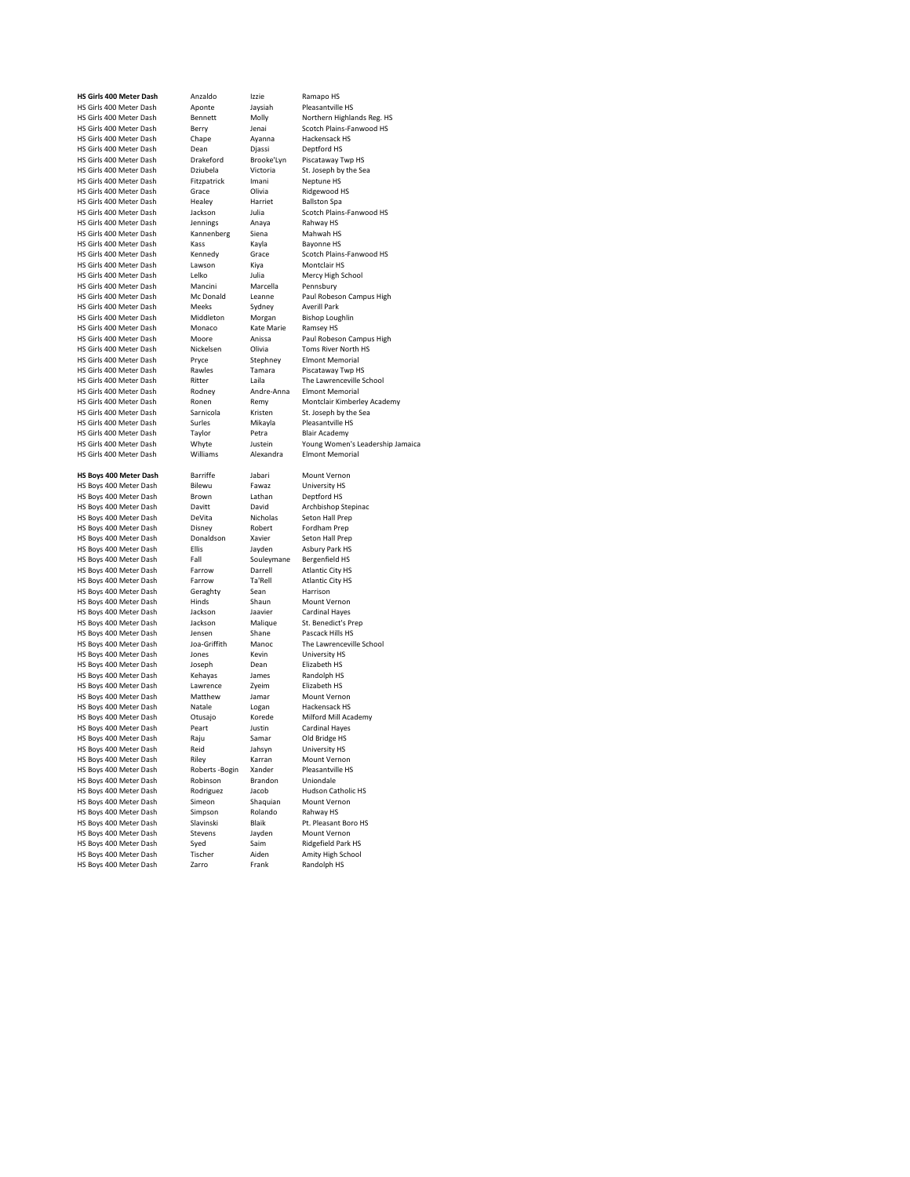| Event | Last Name | First Name | School |
|---|---|---|---|
| **HS Girls 400 Meter Dash** | Anzaldo | Izzie | Ramapo HS |
| HS Girls 400 Meter Dash | Aponte | Jaysiah | Pleasantville HS |
| HS Girls 400 Meter Dash | Bennett | Molly | Northern Highlands Reg. HS |
| HS Girls 400 Meter Dash | Berry | Jenai | Scotch Plains-Fanwood HS |
| HS Girls 400 Meter Dash | Chape | Ayanna | Hackensack HS |
| HS Girls 400 Meter Dash | Dean | Djassi | Deptford HS |
| HS Girls 400 Meter Dash | Drakeford | Brooke'Lyn | Piscataway Twp HS |
| HS Girls 400 Meter Dash | Dziubela | Victoria | St. Joseph by the Sea |
| HS Girls 400 Meter Dash | Fitzpatrick | Imani | Neptune HS |
| HS Girls 400 Meter Dash | Grace | Olivia | Ridgewood HS |
| HS Girls 400 Meter Dash | Healey | Harriet | Ballston Spa |
| HS Girls 400 Meter Dash | Jackson | Julia | Scotch Plains-Fanwood HS |
| HS Girls 400 Meter Dash | Jennings | Anaya | Rahway HS |
| HS Girls 400 Meter Dash | Kannenberg | Siena | Mahwah HS |
| HS Girls 400 Meter Dash | Kass | Kayla | Bayonne HS |
| HS Girls 400 Meter Dash | Kennedy | Grace | Scotch Plains-Fanwood HS |
| HS Girls 400 Meter Dash | Lawson | Kiya | Montclair HS |
| HS Girls 400 Meter Dash | Lelko | Julia | Mercy High School |
| HS Girls 400 Meter Dash | Mancini | Marcella | Pennsbury |
| HS Girls 400 Meter Dash | Mc Donald | Leanne | Paul Robeson Campus High |
| HS Girls 400 Meter Dash | Meeks | Sydney | Averill Park |
| HS Girls 400 Meter Dash | Middleton | Morgan | Bishop Loughlin |
| HS Girls 400 Meter Dash | Monaco | Kate Marie | Ramsey HS |
| HS Girls 400 Meter Dash | Moore | Anissa | Paul Robeson Campus High |
| HS Girls 400 Meter Dash | Nickelsen | Olivia | Toms River North HS |
| HS Girls 400 Meter Dash | Pryce | Stephney | Elmont Memorial |
| HS Girls 400 Meter Dash | Rawles | Tamara | Piscataway Twp HS |
| HS Girls 400 Meter Dash | Ritter | Laila | The Lawrenceville School |
| HS Girls 400 Meter Dash | Rodney | Andre-Anna | Elmont Memorial |
| HS Girls 400 Meter Dash | Ronen | Remy | Montclair Kimberley Academy |
| HS Girls 400 Meter Dash | Sarnicola | Kristen | St. Joseph by the Sea |
| HS Girls 400 Meter Dash | Surles | Mikayla | Pleasantville HS |
| HS Girls 400 Meter Dash | Taylor | Petra | Blair Academy |
| HS Girls 400 Meter Dash | Whyte | Justein | Young Women's Leadership Jamaica |
| HS Girls 400 Meter Dash | Williams | Alexandra | Elmont Memorial |
| | | | |
| **HS Boys 400 Meter Dash** | Barriffe | Jabari | Mount Vernon |
| HS Boys 400 Meter Dash | Bilewu | Fawaz | University HS |
| HS Boys 400 Meter Dash | Brown | Lathan | Deptford HS |
| HS Boys 400 Meter Dash | Davitt | David | Archbishop Stepinac |
| HS Boys 400 Meter Dash | DeVita | Nicholas | Seton Hall Prep |
| HS Boys 400 Meter Dash | Disney | Robert | Fordham Prep |
| HS Boys 400 Meter Dash | Donaldson | Xavier | Seton Hall Prep |
| HS Boys 400 Meter Dash | Ellis | Jayden | Asbury Park HS |
| HS Boys 400 Meter Dash | Fall | Souleymane | Bergenfield HS |
| HS Boys 400 Meter Dash | Farrow | Darrell | Atlantic City HS |
| HS Boys 400 Meter Dash | Farrow | Ta'Rell | Atlantic City HS |
| HS Boys 400 Meter Dash | Geraghty | Sean | Harrison |
| HS Boys 400 Meter Dash | Hinds | Shaun | Mount Vernon |
| HS Boys 400 Meter Dash | Jackson | Jaavier | Cardinal Hayes |
| HS Boys 400 Meter Dash | Jackson | Malique | St. Benedict's Prep |
| HS Boys 400 Meter Dash | Jensen | Shane | Pascack Hills HS |
| HS Boys 400 Meter Dash | Joa-Griffith | Manoc | The Lawrenceville School |
| HS Boys 400 Meter Dash | Jones | Kevin | University HS |
| HS Boys 400 Meter Dash | Joseph | Dean | Elizabeth HS |
| HS Boys 400 Meter Dash | Kehayas | James | Randolph HS |
| HS Boys 400 Meter Dash | Lawrence | Zyeim | Elizabeth HS |
| HS Boys 400 Meter Dash | Matthew | Jamar | Mount Vernon |
| HS Boys 400 Meter Dash | Natale | Logan | Hackensack HS |
| HS Boys 400 Meter Dash | Otusajo | Korede | Milford Mill Academy |
| HS Boys 400 Meter Dash | Peart | Justin | Cardinal Hayes |
| HS Boys 400 Meter Dash | Raju | Samar | Old Bridge HS |
| HS Boys 400 Meter Dash | Reid | Jahsyn | University HS |
| HS Boys 400 Meter Dash | Riley | Karran | Mount Vernon |
| HS Boys 400 Meter Dash | Roberts -Bogin | Xander | Pleasantville HS |
| HS Boys 400 Meter Dash | Robinson | Brandon | Uniondale |
| HS Boys 400 Meter Dash | Rodriguez | Jacob | Hudson Catholic HS |
| HS Boys 400 Meter Dash | Simeon | Shaquian | Mount Vernon |
| HS Boys 400 Meter Dash | Simpson | Rolando | Rahway HS |
| HS Boys 400 Meter Dash | Slavinski | Blaik | Pt. Pleasant Boro HS |
| HS Boys 400 Meter Dash | Stevens | Jayden | Mount Vernon |
| HS Boys 400 Meter Dash | Syed | Saim | Ridgefield Park HS |
| HS Boys 400 Meter Dash | Tischer | Aiden | Amity High School |
| HS Boys 400 Meter Dash | Zarro | Frank | Randolph HS |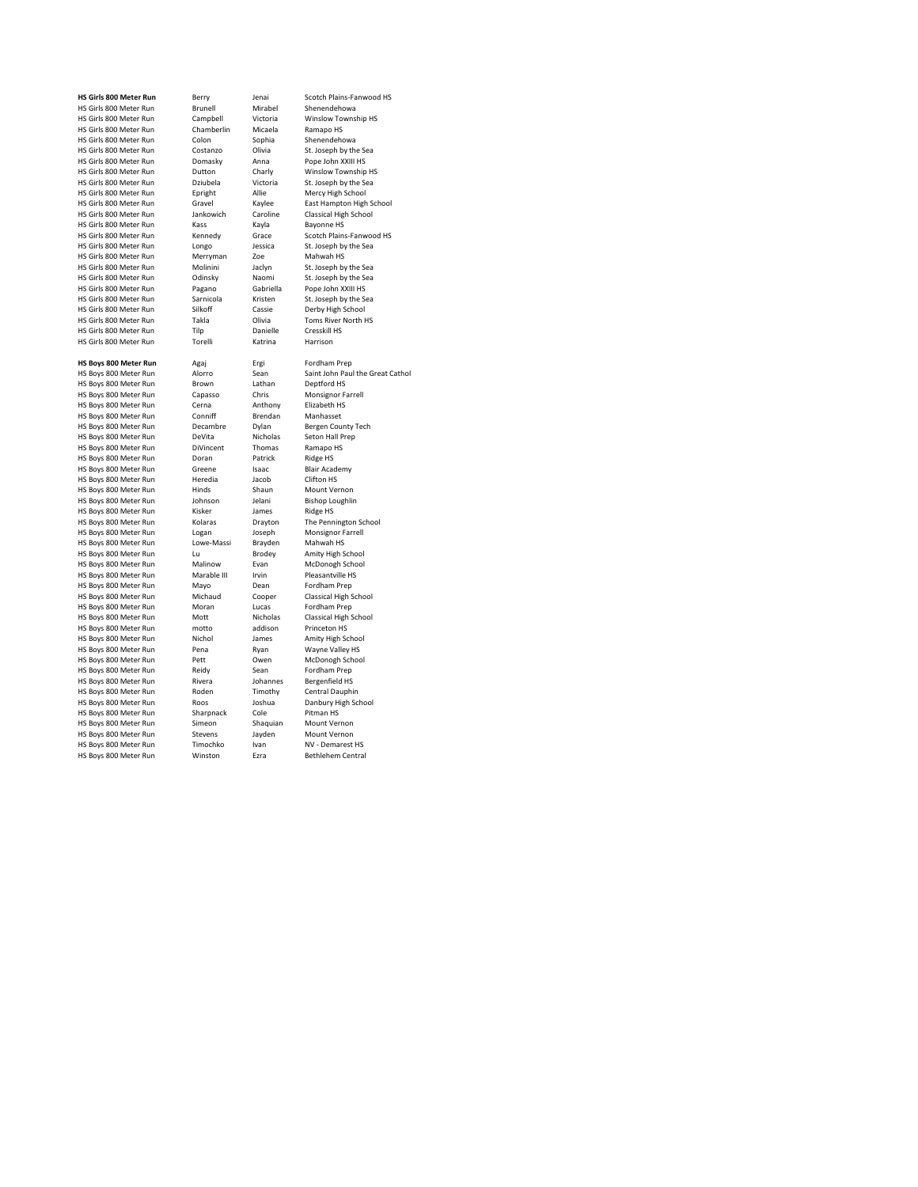| Event | Last Name | First Name | School |
|---|---|---|---|
| **HS Girls 800 Meter Run** | Berry | Jenai | Scotch Plains-Fanwood HS |
| HS Girls 800 Meter Run | Brunell | Mirabel | Shenendehowa |
| HS Girls 800 Meter Run | Campbell | Victoria | Winslow Township HS |
| HS Girls 800 Meter Run | Chamberlin | Micaela | Ramapo HS |
| HS Girls 800 Meter Run | Colon | Sophia | Shenendehowa |
| HS Girls 800 Meter Run | Costanzo | Olivia | St. Joseph by the Sea |
| HS Girls 800 Meter Run | Domasky | Anna | Pope John XXIII HS |
| HS Girls 800 Meter Run | Dutton | Charly | Winslow Township HS |
| HS Girls 800 Meter Run | Dziubela | Victoria | St. Joseph by the Sea |
| HS Girls 800 Meter Run | Epright | Allie | Mercy High School |
| HS Girls 800 Meter Run | Gravel | Kaylee | East Hampton High School |
| HS Girls 800 Meter Run | Jankowich | Caroline | Classical High School |
| HS Girls 800 Meter Run | Kass | Kayla | Bayonne HS |
| HS Girls 800 Meter Run | Kennedy | Grace | Scotch Plains-Fanwood HS |
| HS Girls 800 Meter Run | Longo | Jessica | St. Joseph by the Sea |
| HS Girls 800 Meter Run | Merryman | Zoe | Mahwah HS |
| HS Girls 800 Meter Run | Molinini | Jaclyn | St. Joseph by the Sea |
| HS Girls 800 Meter Run | Odinsky | Naomi | St. Joseph by the Sea |
| HS Girls 800 Meter Run | Pagano | Gabriella | Pope John XXIII HS |
| HS Girls 800 Meter Run | Sarnicola | Kristen | St. Joseph by the Sea |
| HS Girls 800 Meter Run | Silkoff | Cassie | Derby High School |
| HS Girls 800 Meter Run | Takla | Olivia | Toms River North HS |
| HS Girls 800 Meter Run | Tilp | Danielle | Cresskill HS |
| HS Girls 800 Meter Run | Torelli | Katrina | Harrison |
| | | | |
| **HS Boys 800 Meter Run** | Agaj | Ergi | Fordham Prep |
| HS Boys 800 Meter Run | Alorro | Sean | Saint John Paul the Great Cathol |
| HS Boys 800 Meter Run | Brown | Lathan | Deptford HS |
| HS Boys 800 Meter Run | Capasso | Chris | Monsignor Farrell |
| HS Boys 800 Meter Run | Cerna | Anthony | Elizabeth HS |
| HS Boys 800 Meter Run | Conniff | Brendan | Manhasset |
| HS Boys 800 Meter Run | Decambre | Dylan | Bergen County Tech |
| HS Boys 800 Meter Run | DeVita | Nicholas | Seton Hall Prep |
| HS Boys 800 Meter Run | DiVincent | Thomas | Ramapo HS |
| HS Boys 800 Meter Run | Doran | Patrick | Ridge HS |
| HS Boys 800 Meter Run | Greene | Isaac | Blair Academy |
| HS Boys 800 Meter Run | Heredia | Jacob | Clifton HS |
| HS Boys 800 Meter Run | Hinds | Shaun | Mount Vernon |
| HS Boys 800 Meter Run | Johnson | Jelani | Bishop Loughlin |
| HS Boys 800 Meter Run | Kisker | James | Ridge HS |
| HS Boys 800 Meter Run | Kolaras | Drayton | The Pennington School |
| HS Boys 800 Meter Run | Logan | Joseph | Monsignor Farrell |
| HS Boys 800 Meter Run | Lowe-Massi | Brayden | Mahwah HS |
| HS Boys 800 Meter Run | Lu | Brodey | Amity High School |
| HS Boys 800 Meter Run | Malinow | Evan | McDonogh School |
| HS Boys 800 Meter Run | Marable III | Irvin | Pleasantville HS |
| HS Boys 800 Meter Run | Mayo | Dean | Fordham Prep |
| HS Boys 800 Meter Run | Michaud | Cooper | Classical High School |
| HS Boys 800 Meter Run | Moran | Lucas | Fordham Prep |
| HS Boys 800 Meter Run | Mott | Nicholas | Classical High School |
| HS Boys 800 Meter Run | motto | addison | Princeton HS |
| HS Boys 800 Meter Run | Nichol | James | Amity High School |
| HS Boys 800 Meter Run | Pena | Ryan | Wayne Valley HS |
| HS Boys 800 Meter Run | Pett | Owen | McDonogh School |
| HS Boys 800 Meter Run | Reidy | Sean | Fordham Prep |
| HS Boys 800 Meter Run | Rivera | Johannes | Bergenfield HS |
| HS Boys 800 Meter Run | Roden | Timothy | Central Dauphin |
| HS Boys 800 Meter Run | Roos | Joshua | Danbury High School |
| HS Boys 800 Meter Run | Sharpnack | Cole | Pitman HS |
| HS Boys 800 Meter Run | Simeon | Shaquian | Mount Vernon |
| HS Boys 800 Meter Run | Stevens | Jayden | Mount Vernon |
| HS Boys 800 Meter Run | Timochko | Ivan | NV - Demarest HS |
| HS Boys 800 Meter Run | Winston | Ezra | Bethlehem Central |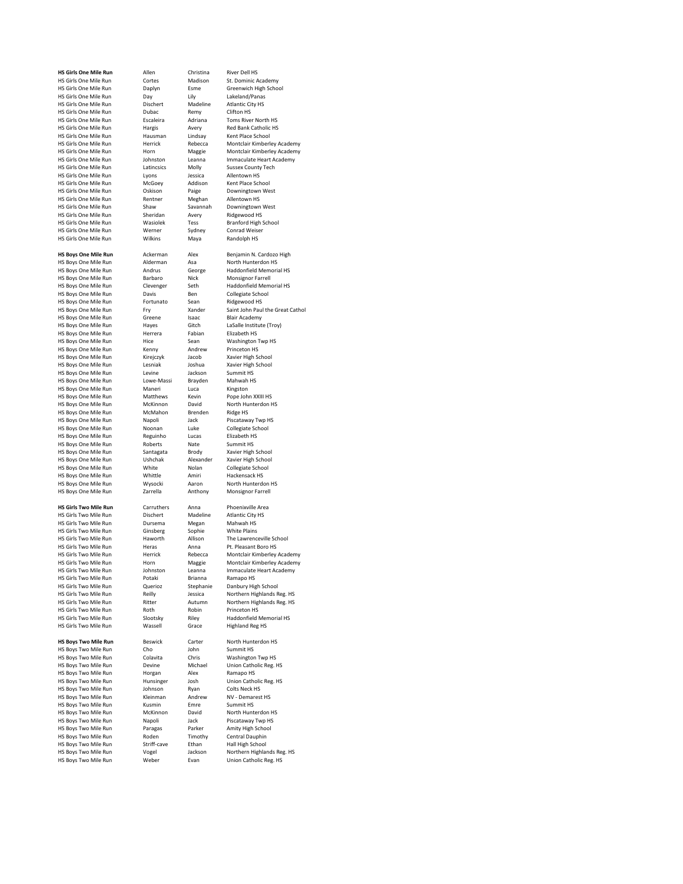| Event | Last Name | First Name | School |
|---|---|---|---|
| **HS Girls One Mile Run** | Allen | Christina | River Dell HS |
| HS Girls One Mile Run | Cortes | Madison | St. Dominic Academy |
| HS Girls One Mile Run | Daplyn | Esme | Greenwich High School |
| HS Girls One Mile Run | Day | Lily | Lakeland/Panas |
| HS Girls One Mile Run | Dischert | Madeline | Atlantic City HS |
| HS Girls One Mile Run | Dubac | Remy | Clifton HS |
| HS Girls One Mile Run | Escaleira | Adriana | Toms River North HS |
| HS Girls One Mile Run | Hargis | Avery | Red Bank Catholic HS |
| HS Girls One Mile Run | Hausman | Lindsay | Kent Place School |
| HS Girls One Mile Run | Herrick | Rebecca | Montclair Kimberley Academy |
| HS Girls One Mile Run | Horn | Maggie | Montclair Kimberley Academy |
| HS Girls One Mile Run | Johnston | Leanna | Immaculate Heart Academy |
| HS Girls One Mile Run | Latincsics | Molly | Sussex County Tech |
| HS Girls One Mile Run | Lyons | Jessica | Allentown HS |
| HS Girls One Mile Run | McGoey | Addison | Kent Place School |
| HS Girls One Mile Run | Oskison | Paige | Downingtown West |
| HS Girls One Mile Run | Rentner | Meghan | Allentown HS |
| HS Girls One Mile Run | Shaw | Savannah | Downingtown West |
| HS Girls One Mile Run | Sheridan | Avery | Ridgewood HS |
| HS Girls One Mile Run | Wasiolek | Tess | Branford High School |
| HS Girls One Mile Run | Werner | Sydney | Conrad Weiser |
| HS Girls One Mile Run | Wilkins | Maya | Randolph HS |
| | | | |
| **HS Boys One Mile Run** | Ackerman | Alex | Benjamin N. Cardozo High |
| HS Boys One Mile Run | Alderman | Asa | North Hunterdon HS |
| HS Boys One Mile Run | Andrus | George | Haddonfield Memorial HS |
| HS Boys One Mile Run | Barbaro | Nick | Monsignor Farrell |
| HS Boys One Mile Run | Clevenger | Seth | Haddonfield Memorial HS |
| HS Boys One Mile Run | Davis | Ben | Collegiate School |
| HS Boys One Mile Run | Fortunato | Sean | Ridgewood HS |
| HS Boys One Mile Run | Fry | Xander | Saint John Paul the Great Cathol |
| HS Boys One Mile Run | Greene | Isaac | Blair Academy |
| HS Boys One Mile Run | Hayes | Gitch | LaSalle Institute (Troy) |
| HS Boys One Mile Run | Herrera | Fabian | Elizabeth HS |
| HS Boys One Mile Run | Hice | Sean | Washington Twp HS |
| HS Boys One Mile Run | Kenny | Andrew | Princeton HS |
| HS Boys One Mile Run | Kirejczyk | Jacob | Xavier High School |
| HS Boys One Mile Run | Lesniak | Joshua | Xavier High School |
| HS Boys One Mile Run | Levine | Jackson | Summit HS |
| HS Boys One Mile Run | Lowe-Massi | Brayden | Mahwah HS |
| HS Boys One Mile Run | Maneri | Luca | Kingston |
| HS Boys One Mile Run | Matthews | Kevin | Pope John XXIII HS |
| HS Boys One Mile Run | McKinnon | David | North Hunterdon HS |
| HS Boys One Mile Run | McMahon | Brenden | Ridge HS |
| HS Boys One Mile Run | Napoli | Jack | Piscataway Twp HS |
| HS Boys One Mile Run | Noonan | Luke | Collegiate School |
| HS Boys One Mile Run | Reguinho | Lucas | Elizabeth HS |
| HS Boys One Mile Run | Roberts | Nate | Summit HS |
| HS Boys One Mile Run | Santagata | Brody | Xavier High School |
| HS Boys One Mile Run | Ushchak | Alexander | Xavier High School |
| HS Boys One Mile Run | White | Nolan | Collegiate School |
| HS Boys One Mile Run | Whittle | Amiri | Hackensack HS |
| HS Boys One Mile Run | Wysocki | Aaron | North Hunterdon HS |
| HS Boys One Mile Run | Zarrella | Anthony | Monsignor Farrell |
| | | | |
| **HS Girls Two Mile Run** | Carruthers | Anna | Phoenixville Area |
| HS Girls Two Mile Run | Dischert | Madeline | Atlantic City HS |
| HS Girls Two Mile Run | Dursema | Megan | Mahwah HS |
| HS Girls Two Mile Run | Ginsberg | Sophie | White Plains |
| HS Girls Two Mile Run | Haworth | Allison | The Lawrenceville School |
| HS Girls Two Mile Run | Heras | Anna | Pt. Pleasant Boro HS |
| HS Girls Two Mile Run | Herrick | Rebecca | Montclair Kimberley Academy |
| HS Girls Two Mile Run | Horn | Maggie | Montclair Kimberley Academy |
| HS Girls Two Mile Run | Johnston | Leanna | Immaculate Heart Academy |
| HS Girls Two Mile Run | Potaki | Brianna | Ramapo HS |
| HS Girls Two Mile Run | Querioz | Stephanie | Danbury High School |
| HS Girls Two Mile Run | Reilly | Jessica | Northern Highlands Reg. HS |
| HS Girls Two Mile Run | Ritter | Autumn | Northern Highlands Reg. HS |
| HS Girls Two Mile Run | Roth | Robin | Princeton HS |
| HS Girls Two Mile Run | Slootsky | Riley | Haddonfield Memorial HS |
| HS Girls Two Mile Run | Wassell | Grace | Highland Reg HS |
| | | | |
| **HS Boys Two Mile Run** | Beswick | Carter | North Hunterdon HS |
| HS Boys Two Mile Run | Cho | John | Summit HS |
| HS Boys Two Mile Run | Colavita | Chris | Washington Twp HS |
| HS Boys Two Mile Run | Devine | Michael | Union Catholic Reg. HS |
| HS Boys Two Mile Run | Horgan | Alex | Ramapo HS |
| HS Boys Two Mile Run | Hunsinger | Josh | Union Catholic Reg. HS |
| HS Boys Two Mile Run | Johnson | Ryan | Colts Neck HS |
| HS Boys Two Mile Run | Kleinman | Andrew | NV - Demarest HS |
| HS Boys Two Mile Run | Kusmin | Emre | Summit HS |
| HS Boys Two Mile Run | McKinnon | David | North Hunterdon HS |
| HS Boys Two Mile Run | Napoli | Jack | Piscataway Twp HS |
| HS Boys Two Mile Run | Paragas | Parker | Amity High School |
| HS Boys Two Mile Run | Roden | Timothy | Central Dauphin |
| HS Boys Two Mile Run | Striff-cave | Ethan | Hall High School |
| HS Boys Two Mile Run | Vogel | Jackson | Northern Highlands Reg. HS |
| HS Boys Two Mile Run | Weber | Evan | Union Catholic Reg. HS |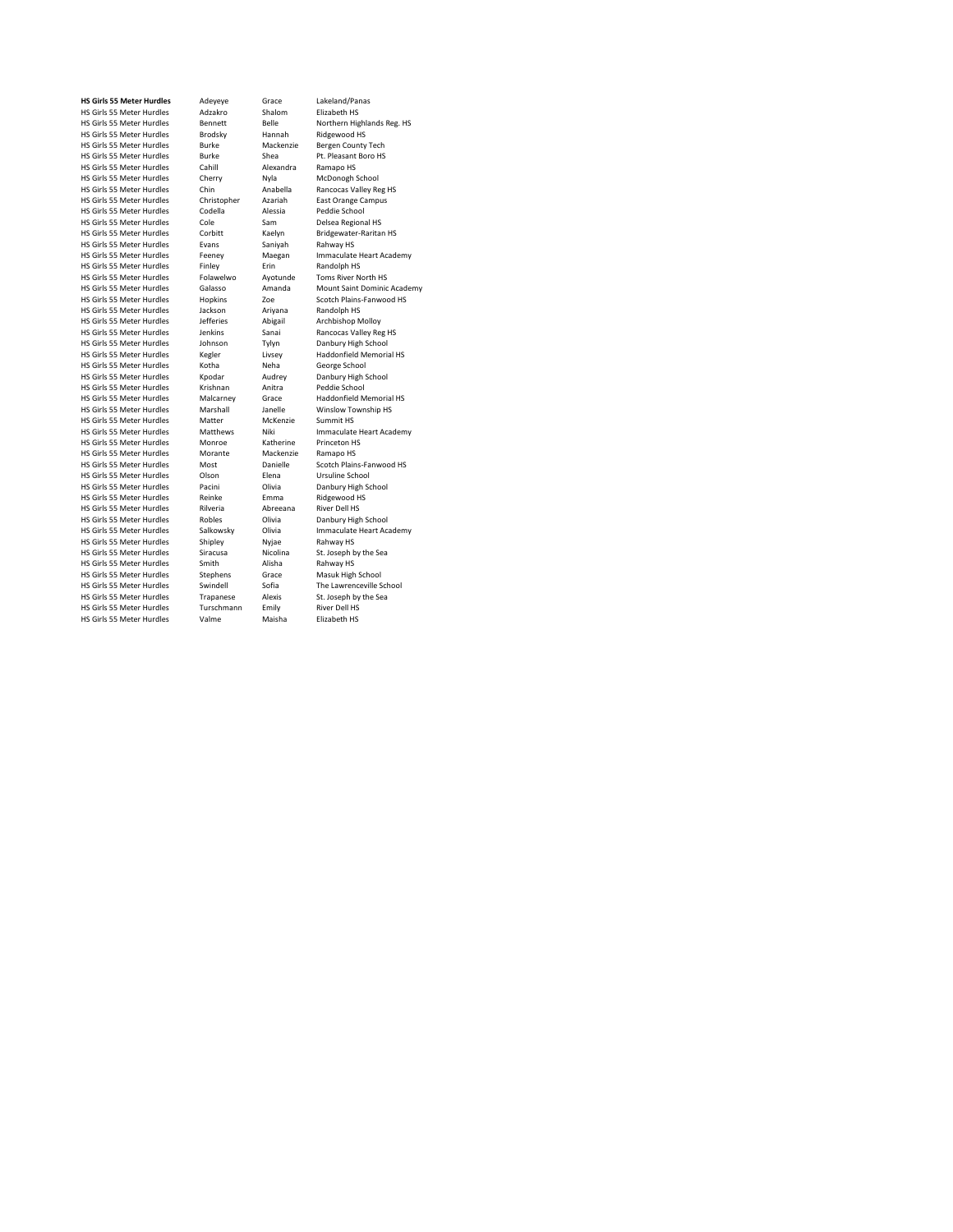| **HS Girls 55 Meter Hurdles** | Adeyeye | Grace | Lakeland/Panas |
|---|---|---|---|
| HS Girls 55 Meter Hurdles | Adzakro | Shalom | Elizabeth HS |
| HS Girls 55 Meter Hurdles | Bennett | Belle | Northern Highlands Reg. HS |
| HS Girls 55 Meter Hurdles | Brodsky | Hannah | Ridgewood HS |
| HS Girls 55 Meter Hurdles | Burke | Mackenzie | Bergen County Tech |
| HS Girls 55 Meter Hurdles | Burke | Shea | Pt. Pleasant Boro HS |
| HS Girls 55 Meter Hurdles | Cahill | Alexandra | Ramapo HS |
| HS Girls 55 Meter Hurdles | Cherry | Nyla | McDonogh School |
| HS Girls 55 Meter Hurdles | Chin | Anabella | Rancocas Valley Reg HS |
| HS Girls 55 Meter Hurdles | Christopher | Azariah | East Orange Campus |
| HS Girls 55 Meter Hurdles | Codella | Alessia | Peddie School |
| HS Girls 55 Meter Hurdles | Cole | Sam | Delsea Regional HS |
| HS Girls 55 Meter Hurdles | Corbitt | Kaelyn | Bridgewater-Raritan HS |
| HS Girls 55 Meter Hurdles | Evans | Saniyah | Rahway HS |
| HS Girls 55 Meter Hurdles | Feeney | Maegan | Immaculate Heart Academy |
| HS Girls 55 Meter Hurdles | Finley | Erin | Randolph HS |
| HS Girls 55 Meter Hurdles | Folawelwo | Ayotunde | Toms River North HS |
| HS Girls 55 Meter Hurdles | Galasso | Amanda | Mount Saint Dominic Academy |
| HS Girls 55 Meter Hurdles | Hopkins | Zoe | Scotch Plains-Fanwood HS |
| HS Girls 55 Meter Hurdles | Jackson | Ariyana | Randolph HS |
| HS Girls 55 Meter Hurdles | Jefferies | Abigail | Archbishop Molloy |
| HS Girls 55 Meter Hurdles | Jenkins | Sanai | Rancocas Valley Reg HS |
| HS Girls 55 Meter Hurdles | Johnson | Tylyn | Danbury High School |
| HS Girls 55 Meter Hurdles | Kegler | Livsey | Haddonfield Memorial HS |
| HS Girls 55 Meter Hurdles | Kotha | Neha | George School |
| HS Girls 55 Meter Hurdles | Kpodar | Audrey | Danbury High School |
| HS Girls 55 Meter Hurdles | Krishnan | Anitra | Peddie School |
| HS Girls 55 Meter Hurdles | Malcarney | Grace | Haddonfield Memorial HS |
| HS Girls 55 Meter Hurdles | Marshall | Janelle | Winslow Township HS |
| HS Girls 55 Meter Hurdles | Matter | McKenzie | Summit HS |
| HS Girls 55 Meter Hurdles | Matthews | Niki | Immaculate Heart Academy |
| HS Girls 55 Meter Hurdles | Monroe | Katherine | Princeton HS |
| HS Girls 55 Meter Hurdles | Morante | Mackenzie | Ramapo HS |
| HS Girls 55 Meter Hurdles | Most | Danielle | Scotch Plains-Fanwood HS |
| HS Girls 55 Meter Hurdles | Olson | Elena | Ursuline School |
| HS Girls 55 Meter Hurdles | Pacini | Olivia | Danbury High School |
| HS Girls 55 Meter Hurdles | Reinke | Emma | Ridgewood HS |
| HS Girls 55 Meter Hurdles | Rilveria | Abreeana | River Dell HS |
| HS Girls 55 Meter Hurdles | Robles | Olivia | Danbury High School |
| HS Girls 55 Meter Hurdles | Salkowsky | Olivia | Immaculate Heart Academy |
| HS Girls 55 Meter Hurdles | Shipley | Nyjae | Rahway HS |
| HS Girls 55 Meter Hurdles | Siracusa | Nicolina | St. Joseph by the Sea |
| HS Girls 55 Meter Hurdles | Smith | Alisha | Rahway HS |
| HS Girls 55 Meter Hurdles | Stephens | Grace | Masuk High School |
| HS Girls 55 Meter Hurdles | Swindell | Sofia | The Lawrenceville School |
| HS Girls 55 Meter Hurdles | Trapanese | Alexis | St. Joseph by the Sea |
| HS Girls 55 Meter Hurdles | Turschmann | Emily | River Dell HS |
| HS Girls 55 Meter Hurdles | Valme | Maisha | Elizabeth HS |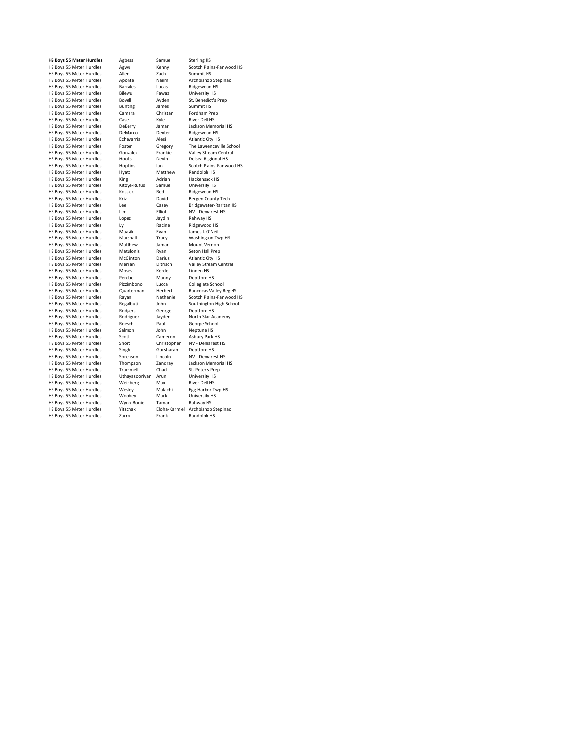| **HS Boys 55 Meter Hurdles** | Agbessi | Samuel | Sterling HS |
|---|---|---|---|
| HS Boys 55 Meter Hurdles | Agwu | Kenny | Scotch Plains-Fanwood HS |
| HS Boys 55 Meter Hurdles | Allen | Zach | Summit HS |
| HS Boys 55 Meter Hurdles | Aponte | Naiim | Archbishop Stepinac |
| HS Boys 55 Meter Hurdles | Barrales | Lucas | Ridgewood HS |
| HS Boys 55 Meter Hurdles | Bilewu | Fawaz | University HS |
| HS Boys 55 Meter Hurdles | Bovell | Ayden | St. Benedict's Prep |
| HS Boys 55 Meter Hurdles | Bunting | James | Summit HS |
| HS Boys 55 Meter Hurdles | Camara | Christan | Fordham Prep |
| HS Boys 55 Meter Hurdles | Case | Kyle | River Dell HS |
| HS Boys 55 Meter Hurdles | DeBerry | Jamar | Jackson Memorial HS |
| HS Boys 55 Meter Hurdles | DeMarco | Dexter | Ridgewood HS |
| HS Boys 55 Meter Hurdles | Echevarria | Alesi | Atlantic City HS |
| HS Boys 55 Meter Hurdles | Foster | Gregory | The Lawrenceville School |
| HS Boys 55 Meter Hurdles | Gonzalez | Frankie | Valley Stream Central |
| HS Boys 55 Meter Hurdles | Hooks | Devin | Delsea Regional HS |
| HS Boys 55 Meter Hurdles | Hopkins | Ian | Scotch Plains-Fanwood HS |
| HS Boys 55 Meter Hurdles | Hyatt | Matthew | Randolph HS |
| HS Boys 55 Meter Hurdles | King | Adrian | Hackensack HS |
| HS Boys 55 Meter Hurdles | Kitoye-Rufus | Samuel | University HS |
| HS Boys 55 Meter Hurdles | Kossick | Red | Ridgewood HS |
| HS Boys 55 Meter Hurdles | Kriz | David | Bergen County Tech |
| HS Boys 55 Meter Hurdles | Lee | Casey | Bridgewater-Raritan HS |
| HS Boys 55 Meter Hurdles | Lim | Elliot | NV - Demarest HS |
| HS Boys 55 Meter Hurdles | Lopez | Jaydin | Rahway HS |
| HS Boys 55 Meter Hurdles | Ly | Racine | Ridgewood HS |
| HS Boys 55 Meter Hurdles | Maasik | Evan | James I. O'Neill |
| HS Boys 55 Meter Hurdles | Marshall | Tracy | Washington Twp HS |
| HS Boys 55 Meter Hurdles | Matthew | Jamar | Mount Vernon |
| HS Boys 55 Meter Hurdles | Matulonis | Ryan | Seton Hall Prep |
| HS Boys 55 Meter Hurdles | McClinton | Darius | Atlantic City HS |
| HS Boys 55 Meter Hurdles | Merilan | Ditrisch | Valley Stream Central |
| HS Boys 55 Meter Hurdles | Moses | Kerdel | Linden HS |
| HS Boys 55 Meter Hurdles | Perdue | Manny | Deptford HS |
| HS Boys 55 Meter Hurdles | Pizzimbono | Lucca | Collegiate School |
| HS Boys 55 Meter Hurdles | Quarterman | Herbert | Rancocas Valley Reg HS |
| HS Boys 55 Meter Hurdles | Rayan | Nathaniel | Scotch Plains-Fanwood HS |
| HS Boys 55 Meter Hurdles | Regalbuti | John | Southington High School |
| HS Boys 55 Meter Hurdles | Rodgers | George | Deptford HS |
| HS Boys 55 Meter Hurdles | Rodriguez | Jayden | North Star Academy |
| HS Boys 55 Meter Hurdles | Roesch | Paul | George School |
| HS Boys 55 Meter Hurdles | Salmon | John | Neptune HS |
| HS Boys 55 Meter Hurdles | Scott | Cameron | Asbury Park HS |
| HS Boys 55 Meter Hurdles | Short | Christopher | NV - Demarest HS |
| HS Boys 55 Meter Hurdles | Singh | Gursharan | Deptford HS |
| HS Boys 55 Meter Hurdles | Sorenson | Lincoln | NV - Demarest HS |
| HS Boys 55 Meter Hurdles | Thompson | Zandray | Jackson Memorial HS |
| HS Boys 55 Meter Hurdles | Trammell | Chad | St. Peter's Prep |
| HS Boys 55 Meter Hurdles | Uthayasooriyan | Arun | University HS |
| HS Boys 55 Meter Hurdles | Weinberg | Max | River Dell HS |
| HS Boys 55 Meter Hurdles | Wesley | Malachi | Egg Harbor Twp HS |
| HS Boys 55 Meter Hurdles | Woobey | Mark | University HS |
| HS Boys 55 Meter Hurdles | Wynn-Bouie | Tamar | Rahway HS |
| HS Boys 55 Meter Hurdles | Yitzchak | Eloha-Karmiel | Archbishop Stepinac |
| HS Boys 55 Meter Hurdles | Zarro | Frank | Randolph HS |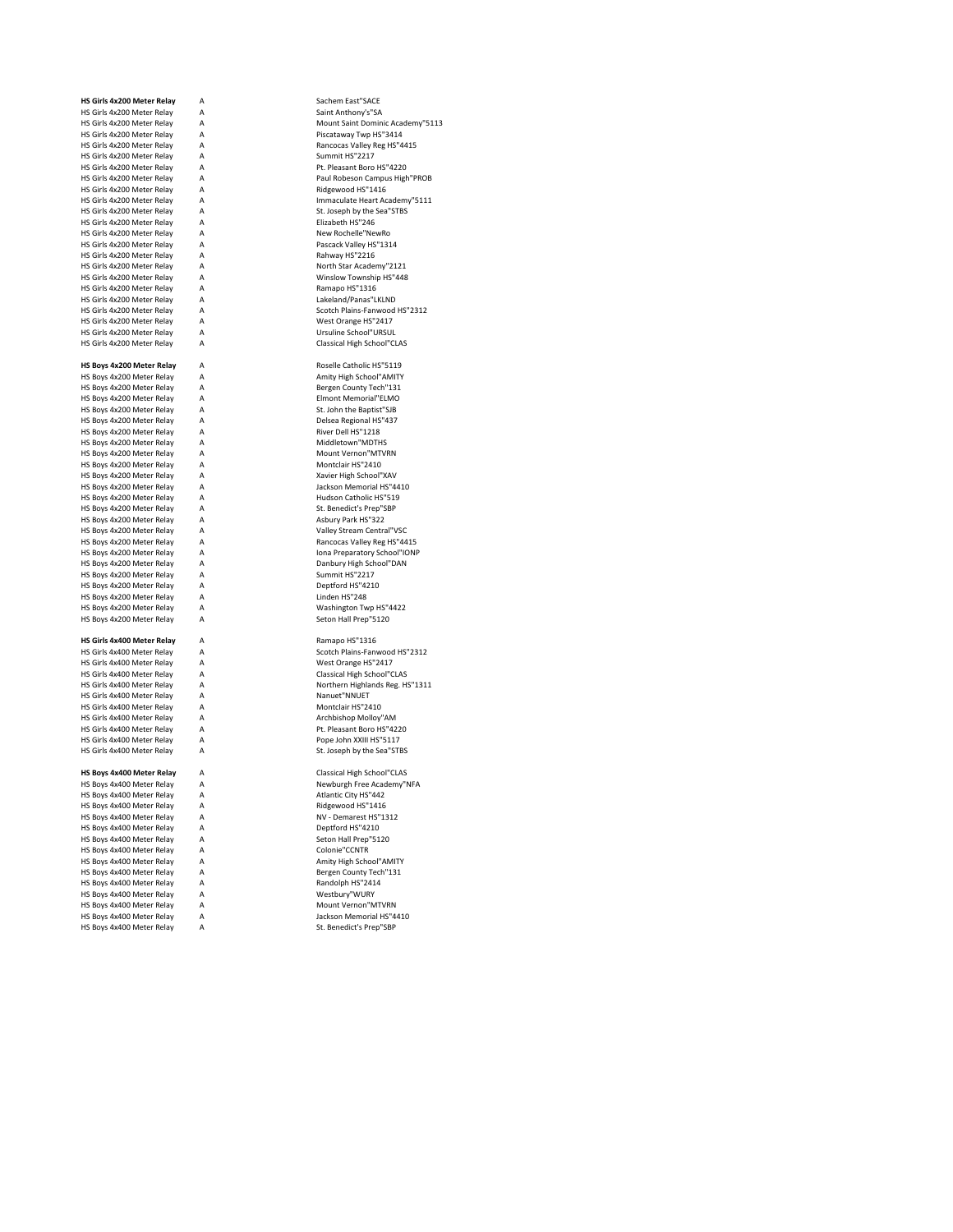| | | |
|---|---|---|
| **HS Girls 4x200 Meter Relay** | A | Sachem East"SACE |
| HS Girls 4x200 Meter Relay | A | Saint Anthony's"SA |
| HS Girls 4x200 Meter Relay | A | Mount Saint Dominic Academy"5113 |
| HS Girls 4x200 Meter Relay | A | Piscataway Twp HS"3414 |
| HS Girls 4x200 Meter Relay | A | Rancocas Valley Reg HS"4415 |
| HS Girls 4x200 Meter Relay | A | Summit HS"2217 |
| HS Girls 4x200 Meter Relay | A | Pt. Pleasant Boro HS"4220 |
| HS Girls 4x200 Meter Relay | A | Paul Robeson Campus High"PROB |
| HS Girls 4x200 Meter Relay | A | Ridgewood HS"1416 |
| HS Girls 4x200 Meter Relay | A | Immaculate Heart Academy"5111 |
| HS Girls 4x200 Meter Relay | A | St. Joseph by the Sea"STBS |
| HS Girls 4x200 Meter Relay | A | Elizabeth HS"246 |
| HS Girls 4x200 Meter Relay | A | New Rochelle"NewRo |
| HS Girls 4x200 Meter Relay | A | Pascack Valley HS"1314 |
| HS Girls 4x200 Meter Relay | A | Rahway HS"2216 |
| HS Girls 4x200 Meter Relay | A | North Star Academy"2121 |
| HS Girls 4x200 Meter Relay | A | Winslow Township HS"448 |
| HS Girls 4x200 Meter Relay | A | Ramapo HS"1316 |
| HS Girls 4x200 Meter Relay | A | Lakeland/Panas"LKLND |
| HS Girls 4x200 Meter Relay | A | Scotch Plains-Fanwood HS"2312 |
| HS Girls 4x200 Meter Relay | A | West Orange HS"2417 |
| HS Girls 4x200 Meter Relay | A | Ursuline School"URSUL |
| HS Girls 4x200 Meter Relay | A | Classical High School"CLAS |
| | | |
| **HS Boys 4x200 Meter Relay** | A | Roselle Catholic HS"5119 |
| HS Boys 4x200 Meter Relay | A | Amity High School"AMITY |
| HS Boys 4x200 Meter Relay | A | Bergen County Tech"131 |
| HS Boys 4x200 Meter Relay | A | Elmont Memorial"ELMO |
| HS Boys 4x200 Meter Relay | A | St. John the Baptist"SJB |
| HS Boys 4x200 Meter Relay | A | Delsea Regional HS"437 |
| HS Boys 4x200 Meter Relay | A | River Dell HS"1218 |
| HS Boys 4x200 Meter Relay | A | Middletown"MDTHS |
| HS Boys 4x200 Meter Relay | A | Mount Vernon"MTVRN |
| HS Boys 4x200 Meter Relay | A | Montclair HS"2410 |
| HS Boys 4x200 Meter Relay | A | Xavier High School"XAV |
| HS Boys 4x200 Meter Relay | A | Jackson Memorial HS"4410 |
| HS Boys 4x200 Meter Relay | A | Hudson Catholic HS"519 |
| HS Boys 4x200 Meter Relay | A | St. Benedict's Prep"SBP |
| HS Boys 4x200 Meter Relay | A | Asbury Park HS"322 |
| HS Boys 4x200 Meter Relay | A | Valley Stream Central"VSC |
| HS Boys 4x200 Meter Relay | A | Rancocas Valley Reg HS"4415 |
| HS Boys 4x200 Meter Relay | A | Iona Preparatory School"IONP |
| HS Boys 4x200 Meter Relay | A | Danbury High School"DAN |
| HS Boys 4x200 Meter Relay | A | Summit HS"2217 |
| HS Boys 4x200 Meter Relay | A | Deptford HS"4210 |
| HS Boys 4x200 Meter Relay | A | Linden HS"248 |
| HS Boys 4x200 Meter Relay | A | Washington Twp HS"4422 |
| HS Boys 4x200 Meter Relay | A | Seton Hall Prep"5120 |
| | | |
| **HS Girls 4x400 Meter Relay** | A | Ramapo HS"1316 |
| HS Girls 4x400 Meter Relay | A | Scotch Plains-Fanwood HS"2312 |
| HS Girls 4x400 Meter Relay | A | West Orange HS"2417 |
| HS Girls 4x400 Meter Relay | A | Classical High School"CLAS |
| HS Girls 4x400 Meter Relay | A | Northern Highlands Reg. HS"1311 |
| HS Girls 4x400 Meter Relay | A | Nanuet"NNUET |
| HS Girls 4x400 Meter Relay | A | Montclair HS"2410 |
| HS Girls 4x400 Meter Relay | A | Archbishop Molloy"AM |
| HS Girls 4x400 Meter Relay | A | Pt. Pleasant Boro HS"4220 |
| HS Girls 4x400 Meter Relay | A | Pope John XXIII HS"5117 |
| HS Girls 4x400 Meter Relay | A | St. Joseph by the Sea"STBS |
| | | |
| **HS Boys 4x400 Meter Relay** | A | Classical High School"CLAS |
| HS Boys 4x400 Meter Relay | A | Newburgh Free Academy"NFA |
| HS Boys 4x400 Meter Relay | A | Atlantic City HS"442 |
| HS Boys 4x400 Meter Relay | A | Ridgewood HS"1416 |
| HS Boys 4x400 Meter Relay | A | NV - Demarest HS"1312 |
| HS Boys 4x400 Meter Relay | A | Deptford HS"4210 |
| HS Boys 4x400 Meter Relay | A | Seton Hall Prep"5120 |
| HS Boys 4x400 Meter Relay | A | Colonie"CCNTR |
| HS Boys 4x400 Meter Relay | A | Amity High School"AMITY |
| HS Boys 4x400 Meter Relay | A | Bergen County Tech"131 |
| HS Boys 4x400 Meter Relay | A | Randolph HS"2414 |
| HS Boys 4x400 Meter Relay | A | Westbury"WURY |
| HS Boys 4x400 Meter Relay | A | Mount Vernon"MTVRN |
| HS Boys 4x400 Meter Relay | A | Jackson Memorial HS"4410 |
| HS Boys 4x400 Meter Relay | A | St. Benedict's Prep"SBP |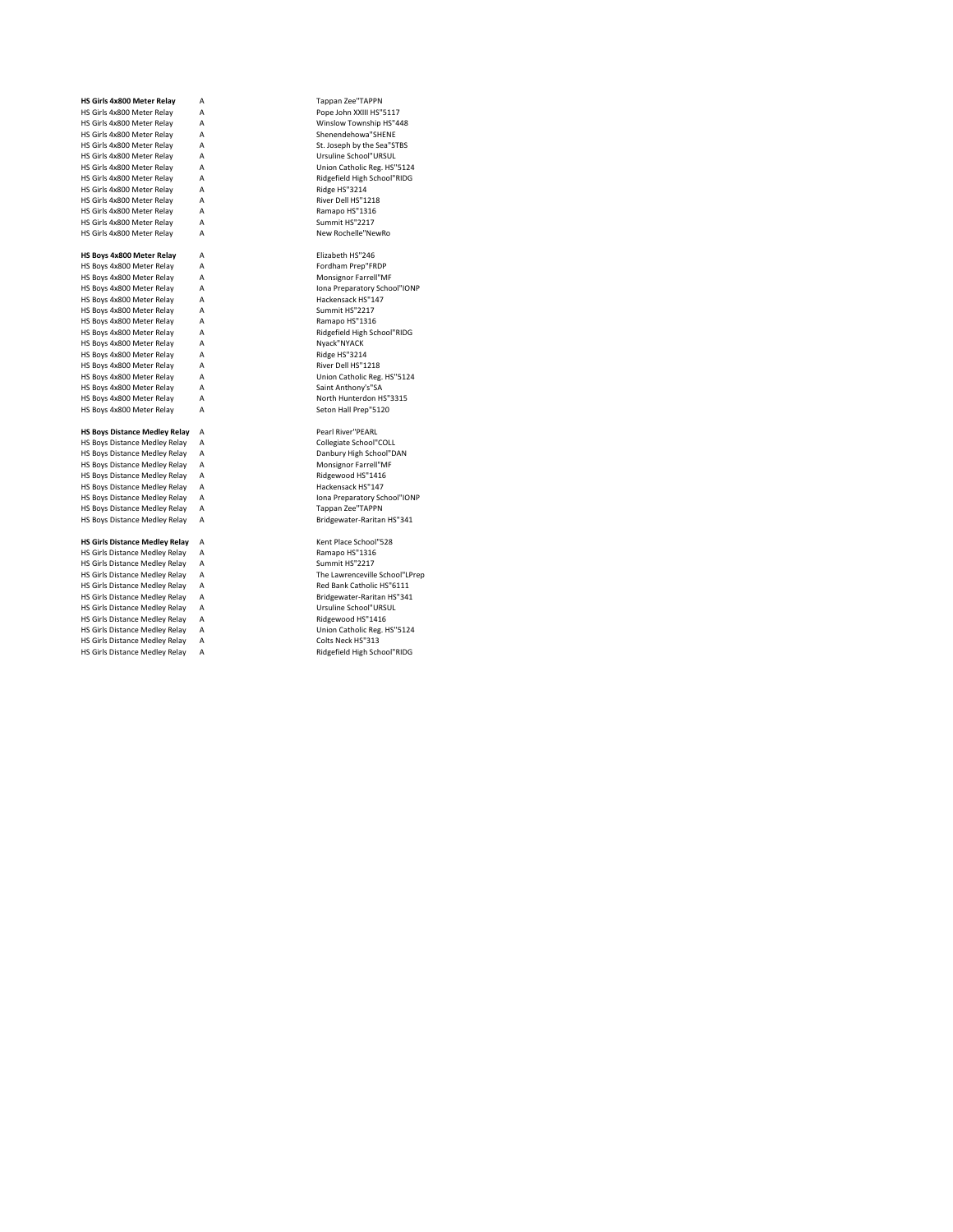| Event | Relay | Team |
|---|---|---|
| **HS Girls 4x800 Meter Relay** | A | Tappan Zee"TAPPN |
| HS Girls 4x800 Meter Relay | A | Pope John XXIII HS"5117 |
| HS Girls 4x800 Meter Relay | A | Winslow Township HS"448 |
| HS Girls 4x800 Meter Relay | A | Shenendehowa"SHENE |
| HS Girls 4x800 Meter Relay | A | St. Joseph by the Sea"STBS |
| HS Girls 4x800 Meter Relay | A | Ursuline School"URSUL |
| HS Girls 4x800 Meter Relay | A | Union Catholic Reg. HS"5124 |
| HS Girls 4x800 Meter Relay | A | Ridgefield High School"RIDG |
| HS Girls 4x800 Meter Relay | A | Ridge HS"3214 |
| HS Girls 4x800 Meter Relay | A | River Dell HS"1218 |
| HS Girls 4x800 Meter Relay | A | Ramapo HS"1316 |
| HS Girls 4x800 Meter Relay | A | Summit HS"2217 |
| HS Girls 4x800 Meter Relay | A | New Rochelle"NewRo |
| | | |
| **HS Boys 4x800 Meter Relay** | A | Elizabeth HS"246 |
| HS Boys 4x800 Meter Relay | A | Fordham Prep"FRDP |
| HS Boys 4x800 Meter Relay | A | Monsignor Farrell"MF |
| HS Boys 4x800 Meter Relay | A | Iona Preparatory School"IONP |
| HS Boys 4x800 Meter Relay | A | Hackensack HS"147 |
| HS Boys 4x800 Meter Relay | A | Summit HS"2217 |
| HS Boys 4x800 Meter Relay | A | Ramapo HS"1316 |
| HS Boys 4x800 Meter Relay | A | Ridgefield High School"RIDG |
| HS Boys 4x800 Meter Relay | A | Nyack"NYACK |
| HS Boys 4x800 Meter Relay | A | Ridge HS"3214 |
| HS Boys 4x800 Meter Relay | A | River Dell HS"1218 |
| HS Boys 4x800 Meter Relay | A | Union Catholic Reg. HS"5124 |
| HS Boys 4x800 Meter Relay | A | Saint Anthony's"SA |
| HS Boys 4x800 Meter Relay | A | North Hunterdon HS"3315 |
| HS Boys 4x800 Meter Relay | A | Seton Hall Prep"5120 |
| | | |
| **HS Boys Distance Medley Relay** | A | Pearl River"PEARL |
| HS Boys Distance Medley Relay | A | Collegiate School"COLL |
| HS Boys Distance Medley Relay | A | Danbury High School"DAN |
| HS Boys Distance Medley Relay | A | Monsignor Farrell"MF |
| HS Boys Distance Medley Relay | A | Ridgewood HS"1416 |
| HS Boys Distance Medley Relay | A | Hackensack HS"147 |
| HS Boys Distance Medley Relay | A | Iona Preparatory School"IONP |
| HS Boys Distance Medley Relay | A | Tappan Zee"TAPPN |
| HS Boys Distance Medley Relay | A | Bridgewater-Raritan HS"341 |
| | | |
| **HS Girls Distance Medley Relay** | A | Kent Place School"528 |
| HS Girls Distance Medley Relay | A | Ramapo HS"1316 |
| HS Girls Distance Medley Relay | A | Summit HS"2217 |
| HS Girls Distance Medley Relay | A | The Lawrenceville School"LPrep |
| HS Girls Distance Medley Relay | A | Red Bank Catholic HS"6111 |
| HS Girls Distance Medley Relay | A | Bridgewater-Raritan HS"341 |
| HS Girls Distance Medley Relay | A | Ursuline School"URSUL |
| HS Girls Distance Medley Relay | A | Ridgewood HS"1416 |
| HS Girls Distance Medley Relay | A | Union Catholic Reg. HS"5124 |
| HS Girls Distance Medley Relay | A | Colts Neck HS"313 |
| HS Girls Distance Medley Relay | A | Ridgefield High School"RIDG |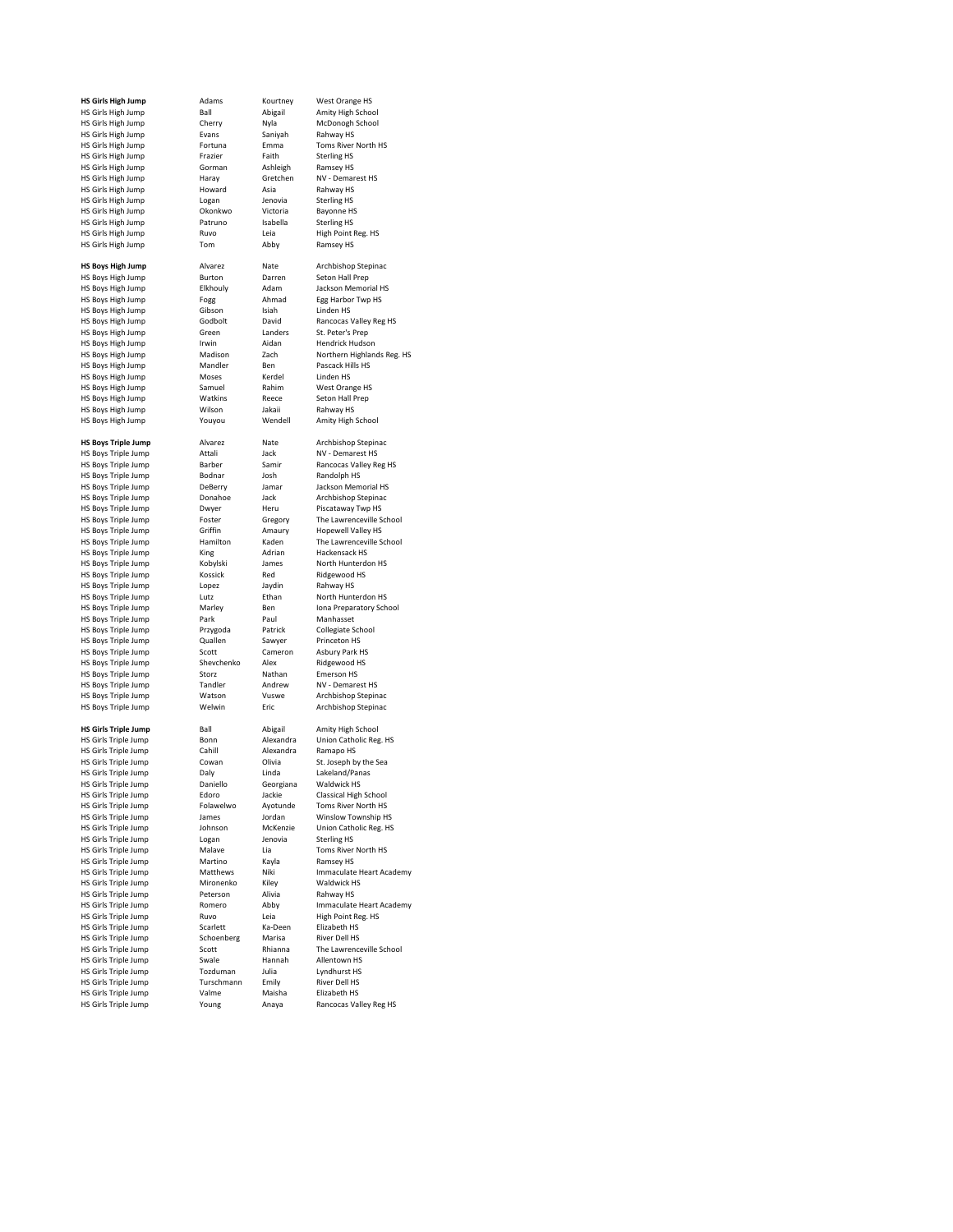| Event | Last Name | First Name | School |
|---|---|---|---|
| **HS Girls High Jump** | Adams | Kourtney | West Orange HS |
| HS Girls High Jump | Ball | Abigail | Amity High School |
| HS Girls High Jump | Cherry | Nyla | McDonogh School |
| HS Girls High Jump | Evans | Saniyah | Rahway HS |
| HS Girls High Jump | Fortuna | Emma | Toms River North HS |
| HS Girls High Jump | Frazier | Faith | Sterling HS |
| HS Girls High Jump | Gorman | Ashleigh | Ramsey HS |
| HS Girls High Jump | Haray | Gretchen | NV - Demarest HS |
| HS Girls High Jump | Howard | Asia | Rahway HS |
| HS Girls High Jump | Logan | Jenovia | Sterling HS |
| HS Girls High Jump | Okonkwo | Victoria | Bayonne HS |
| HS Girls High Jump | Patruno | Isabella | Sterling HS |
| HS Girls High Jump | Ruvo | Leia | High Point Reg. HS |
| HS Girls High Jump | Tom | Abby | Ramsey HS |
| | | | |
| **HS Boys High Jump** | Alvarez | Nate | Archbishop Stepinac |
| HS Boys High Jump | Burton | Darren | Seton Hall Prep |
| HS Boys High Jump | Elkhouly | Adam | Jackson Memorial HS |
| HS Boys High Jump | Fogg | Ahmad | Egg Harbor Twp HS |
| HS Boys High Jump | Gibson | Isiah | Linden HS |
| HS Boys High Jump | Godbolt | David | Rancocas Valley Reg HS |
| HS Boys High Jump | Green | Landers | St. Peter's Prep |
| HS Boys High Jump | Irwin | Aidan | Hendrick Hudson |
| HS Boys High Jump | Madison | Zach | Northern Highlands Reg. HS |
| HS Boys High Jump | Mandler | Ben | Pascack Hills HS |
| HS Boys High Jump | Moses | Kerdel | Linden HS |
| HS Boys High Jump | Samuel | Rahim | West Orange HS |
| HS Boys High Jump | Watkins | Reece | Seton Hall Prep |
| HS Boys High Jump | Wilson | Jakaii | Rahway HS |
| HS Boys High Jump | Youyou | Wendell | Amity High School |
| | | | |
| **HS Boys Triple Jump** | Alvarez | Nate | Archbishop Stepinac |
| HS Boys Triple Jump | Attali | Jack | NV - Demarest HS |
| HS Boys Triple Jump | Barber | Samir | Rancocas Valley Reg HS |
| HS Boys Triple Jump | Bodnar | Josh | Randolph HS |
| HS Boys Triple Jump | DeBerry | Jamar | Jackson Memorial HS |
| HS Boys Triple Jump | Donahoe | Jack | Archbishop Stepinac |
| HS Boys Triple Jump | Dwyer | Heru | Piscataway Twp HS |
| HS Boys Triple Jump | Foster | Gregory | The Lawrenceville School |
| HS Boys Triple Jump | Griffin | Amaury | Hopewell Valley HS |
| HS Boys Triple Jump | Hamilton | Kaden | The Lawrenceville School |
| HS Boys Triple Jump | King | Adrian | Hackensack HS |
| HS Boys Triple Jump | Kobylski | James | North Hunterdon HS |
| HS Boys Triple Jump | Kossick | Red | Ridgewood HS |
| HS Boys Triple Jump | Lopez | Jaydin | Rahway HS |
| HS Boys Triple Jump | Lutz | Ethan | North Hunterdon HS |
| HS Boys Triple Jump | Marley | Ben | Iona Preparatory School |
| HS Boys Triple Jump | Park | Paul | Manhasset |
| HS Boys Triple Jump | Przygoda | Patrick | Collegiate School |
| HS Boys Triple Jump | Quallen | Sawyer | Princeton HS |
| HS Boys Triple Jump | Scott | Cameron | Asbury Park HS |
| HS Boys Triple Jump | Shevchenko | Alex | Ridgewood HS |
| HS Boys Triple Jump | Storz | Nathan | Emerson HS |
| HS Boys Triple Jump | Tandler | Andrew | NV - Demarest HS |
| HS Boys Triple Jump | Watson | Vuswe | Archbishop Stepinac |
| HS Boys Triple Jump | Welwin | Eric | Archbishop Stepinac |
| | | | |
| **HS Girls Triple Jump** | Ball | Abigail | Amity High School |
| HS Girls Triple Jump | Bonn | Alexandra | Union Catholic Reg. HS |
| HS Girls Triple Jump | Cahill | Alexandra | Ramapo HS |
| HS Girls Triple Jump | Cowan | Olivia | St. Joseph by the Sea |
| HS Girls Triple Jump | Daly | Linda | Lakeland/Panas |
| HS Girls Triple Jump | Daniello | Georgiana | Waldwick HS |
| HS Girls Triple Jump | Edoro | Jackie | Classical High School |
| HS Girls Triple Jump | Folawelwo | Ayotunde | Toms River North HS |
| HS Girls Triple Jump | James | Jordan | Winslow Township HS |
| HS Girls Triple Jump | Johnson | McKenzie | Union Catholic Reg. HS |
| HS Girls Triple Jump | Logan | Jenovia | Sterling HS |
| HS Girls Triple Jump | Malave | Lia | Toms River North HS |
| HS Girls Triple Jump | Martino | Kayla | Ramsey HS |
| HS Girls Triple Jump | Matthews | Niki | Immaculate Heart Academy |
| HS Girls Triple Jump | Mironenko | Kiley | Waldwick HS |
| HS Girls Triple Jump | Peterson | Alivia | Rahway HS |
| HS Girls Triple Jump | Romero | Abby | Immaculate Heart Academy |
| HS Girls Triple Jump | Ruvo | Leia | High Point Reg. HS |
| HS Girls Triple Jump | Scarlett | Ka-Deen | Elizabeth HS |
| HS Girls Triple Jump | Schoenberg | Marisa | River Dell HS |
| HS Girls Triple Jump | Scott | Rhianna | The Lawrenceville School |
| HS Girls Triple Jump | Swale | Hannah | Allentown HS |
| HS Girls Triple Jump | Tozduman | Julia | Lyndhurst HS |
| HS Girls Triple Jump | Turschmann | Emily | River Dell HS |
| HS Girls Triple Jump | Valme | Maisha | Elizabeth HS |
| HS Girls Triple Jump | Young | Anaya | Rancocas Valley Reg HS |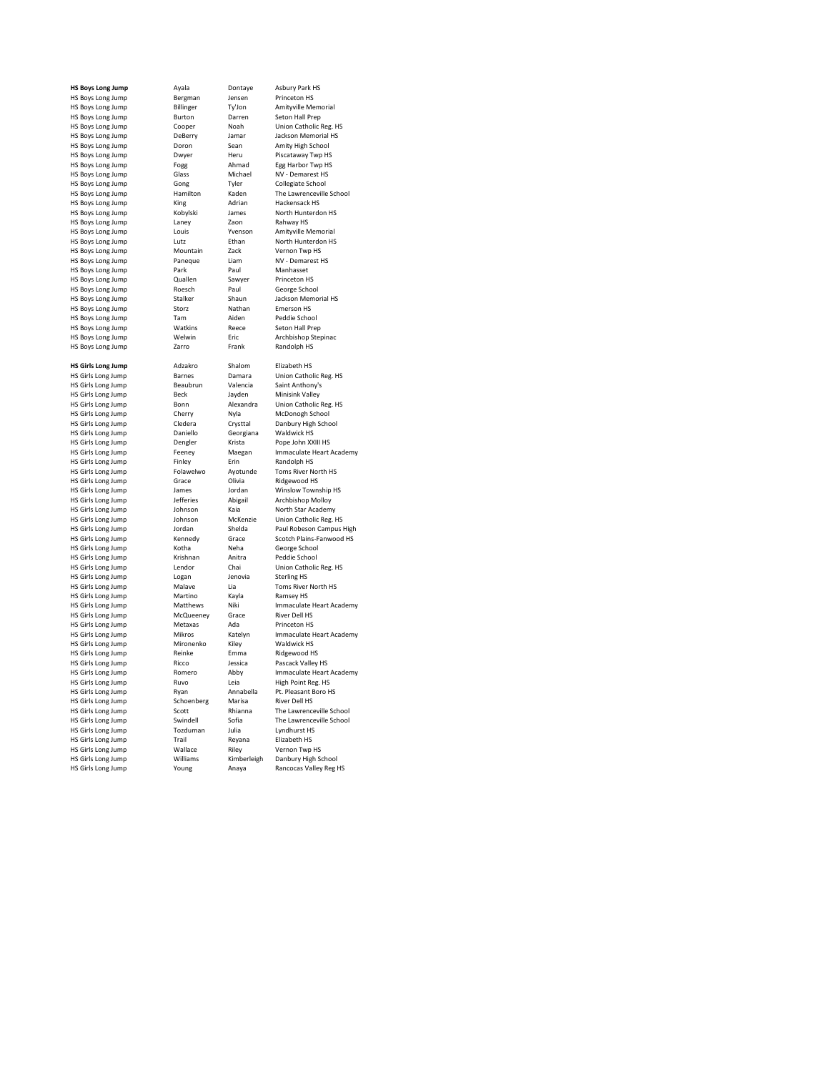| Event | Last Name | First Name | School |
| --- | --- | --- | --- |
| **HS Boys Long Jump** | Ayala | Dontaye | Asbury Park HS |
| HS Boys Long Jump | Bergman | Jensen | Princeton HS |
| HS Boys Long Jump | Billinger | Ty'Jon | Amityville Memorial |
| HS Boys Long Jump | Burton | Darren | Seton Hall Prep |
| HS Boys Long Jump | Cooper | Noah | Union Catholic Reg. HS |
| HS Boys Long Jump | DeBerry | Jamar | Jackson Memorial HS |
| HS Boys Long Jump | Doron | Sean | Amity High School |
| HS Boys Long Jump | Dwyer | Heru | Piscataway Twp HS |
| HS Boys Long Jump | Fogg | Ahmad | Egg Harbor Twp HS |
| HS Boys Long Jump | Glass | Michael | NV - Demarest HS |
| HS Boys Long Jump | Gong | Tyler | Collegiate School |
| HS Boys Long Jump | Hamilton | Kaden | The Lawrenceville School |
| HS Boys Long Jump | King | Adrian | Hackensack HS |
| HS Boys Long Jump | Kobylski | James | North Hunterdon HS |
| HS Boys Long Jump | Laney | Zaon | Rahway HS |
| HS Boys Long Jump | Louis | Yvenson | Amityville Memorial |
| HS Boys Long Jump | Lutz | Ethan | North Hunterdon HS |
| HS Boys Long Jump | Mountain | Zack | Vernon Twp HS |
| HS Boys Long Jump | Paneque | Liam | NV - Demarest HS |
| HS Boys Long Jump | Park | Paul | Manhasset |
| HS Boys Long Jump | Quallen | Sawyer | Princeton HS |
| HS Boys Long Jump | Roesch | Paul | George School |
| HS Boys Long Jump | Stalker | Shaun | Jackson Memorial HS |
| HS Boys Long Jump | Storz | Nathan | Emerson HS |
| HS Boys Long Jump | Tam | Aiden | Peddie School |
| HS Boys Long Jump | Watkins | Reece | Seton Hall Prep |
| HS Boys Long Jump | Welwin | Eric | Archbishop Stepinac |
| HS Boys Long Jump | Zarro | Frank | Randolph HS |
| | | | |
| **HS Girls Long Jump** | Adzakro | Shalom | Elizabeth HS |
| HS Girls Long Jump | Barnes | Damara | Union Catholic Reg. HS |
| HS Girls Long Jump | Beaubrun | Valencia | Saint Anthony's |
| HS Girls Long Jump | Beck | Jayden | Minisink Valley |
| HS Girls Long Jump | Bonn | Alexandra | Union Catholic Reg. HS |
| HS Girls Long Jump | Cherry | Nyla | McDonogh School |
| HS Girls Long Jump | Cledera | Crysttal | Danbury High School |
| HS Girls Long Jump | Daniello | Georgiana | Waldwick HS |
| HS Girls Long Jump | Dengler | Krista | Pope John XXIII HS |
| HS Girls Long Jump | Feeney | Maegan | Immaculate Heart Academy |
| HS Girls Long Jump | Finley | Erin | Randolph HS |
| HS Girls Long Jump | Folawelwo | Ayotunde | Toms River North HS |
| HS Girls Long Jump | Grace | Olivia | Ridgewood HS |
| HS Girls Long Jump | James | Jordan | Winslow Township HS |
| HS Girls Long Jump | Jefferies | Abigail | Archbishop Molloy |
| HS Girls Long Jump | Johnson | Kaia | North Star Academy |
| HS Girls Long Jump | Johnson | McKenzie | Union Catholic Reg. HS |
| HS Girls Long Jump | Jordan | Shelda | Paul Robeson Campus High |
| HS Girls Long Jump | Kennedy | Grace | Scotch Plains-Fanwood HS |
| HS Girls Long Jump | Kotha | Neha | George School |
| HS Girls Long Jump | Krishnan | Anitra | Peddie School |
| HS Girls Long Jump | Lendor | Chai | Union Catholic Reg. HS |
| HS Girls Long Jump | Logan | Jenovia | Sterling HS |
| HS Girls Long Jump | Malave | Lia | Toms River North HS |
| HS Girls Long Jump | Martino | Kayla | Ramsey HS |
| HS Girls Long Jump | Matthews | Niki | Immaculate Heart Academy |
| HS Girls Long Jump | McQueeney | Grace | River Dell HS |
| HS Girls Long Jump | Metaxas | Ada | Princeton HS |
| HS Girls Long Jump | Mikros | Katelyn | Immaculate Heart Academy |
| HS Girls Long Jump | Mironenko | Kiley | Waldwick HS |
| HS Girls Long Jump | Reinke | Emma | Ridgewood HS |
| HS Girls Long Jump | Ricco | Jessica | Pascack Valley HS |
| HS Girls Long Jump | Romero | Abby | Immaculate Heart Academy |
| HS Girls Long Jump | Ruvo | Leia | High Point Reg. HS |
| HS Girls Long Jump | Ryan | Annabella | Pt. Pleasant Boro HS |
| HS Girls Long Jump | Schoenberg | Marisa | River Dell HS |
| HS Girls Long Jump | Scott | Rhianna | The Lawrenceville School |
| HS Girls Long Jump | Swindell | Sofia | The Lawrenceville School |
| HS Girls Long Jump | Tozduman | Julia | Lyndhurst HS |
| HS Girls Long Jump | Trail | Reyana | Elizabeth HS |
| HS Girls Long Jump | Wallace | Riley | Vernon Twp HS |
| HS Girls Long Jump | Williams | Kimberleigh | Danbury High School |
| HS Girls Long Jump | Young | Anaya | Rancocas Valley Reg HS |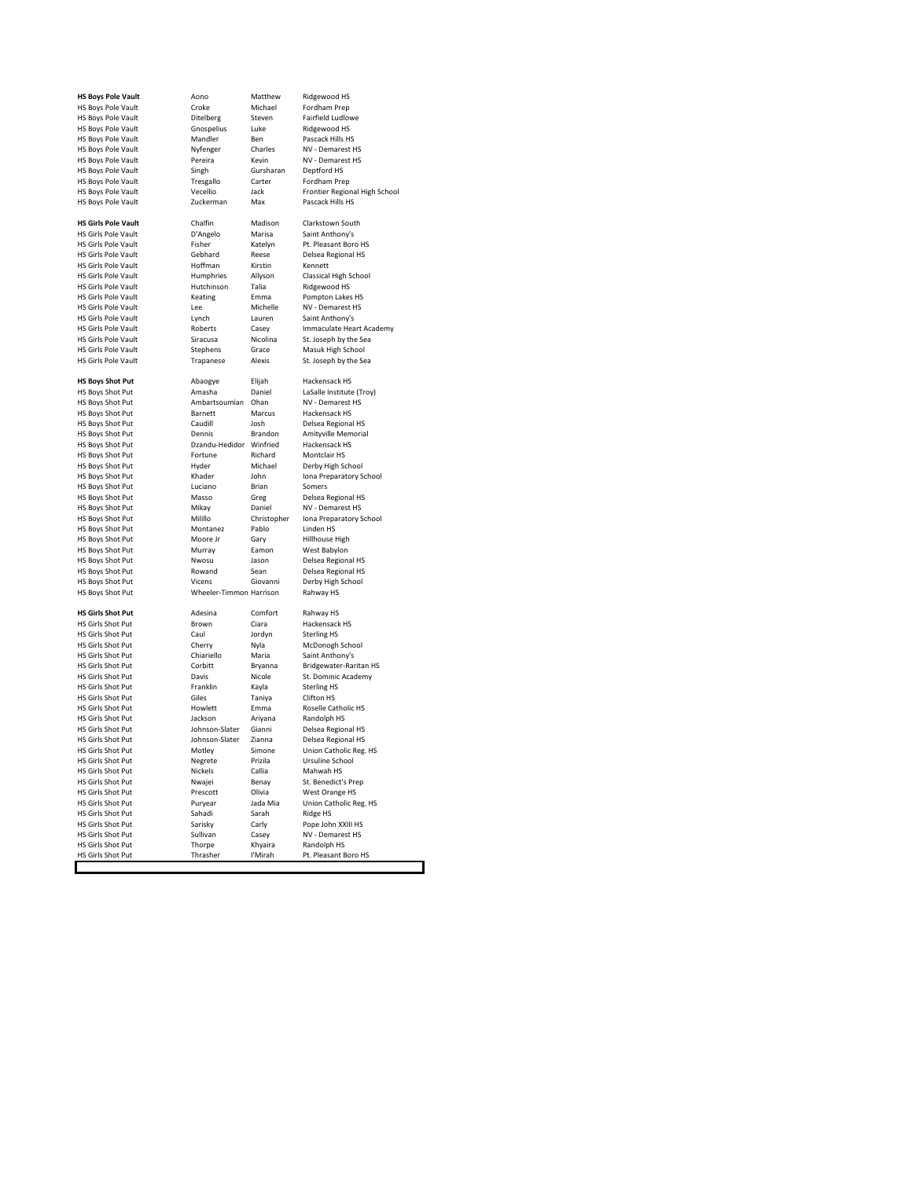| | | | |
|---|---|---|---|
| **HS Boys Pole Vault** | Aono | Matthew | Ridgewood HS |
| HS Boys Pole Vault | Croke | Michael | Fordham Prep |
| HS Boys Pole Vault | Ditelberg | Steven | Fairfield Ludlowe |
| HS Boys Pole Vault | Gnospelius | Luke | Ridgewood HS |
| HS Boys Pole Vault | Mandler | Ben | Pascack Hills HS |
| HS Boys Pole Vault | Nyfenger | Charles | NV - Demarest HS |
| HS Boys Pole Vault | Pereira | Kevin | NV - Demarest HS |
| HS Boys Pole Vault | Singh | Gursharan | Deptford HS |
| HS Boys Pole Vault | Tresgallo | Carter | Fordham Prep |
| HS Boys Pole Vault | Vecellio | Jack | Frontier Regional High School |
| HS Boys Pole Vault | Zuckerman | Max | Pascack Hills HS |
| | | | |
| **HS Girls Pole Vault** | Chalfin | Madison | Clarkstown South |
| HS Girls Pole Vault | D'Angelo | Marisa | Saint Anthony's |
| HS Girls Pole Vault | Fisher | Katelyn | Pt. Pleasant Boro HS |
| HS Girls Pole Vault | Gebhard | Reese | Delsea Regional HS |
| HS Girls Pole Vault | Hoffman | Kirstin | Kennett |
| HS Girls Pole Vault | Humphries | Allyson | Classical High School |
| HS Girls Pole Vault | Hutchinson | Talia | Ridgewood HS |
| HS Girls Pole Vault | Keating | Emma | Pompton Lakes HS |
| HS Girls Pole Vault | Lee | Michelle | NV - Demarest HS |
| HS Girls Pole Vault | Lynch | Lauren | Saint Anthony's |
| HS Girls Pole Vault | Roberts | Casey | Immaculate Heart Academy |
| HS Girls Pole Vault | Siracusa | Nicolina | St. Joseph by the Sea |
| HS Girls Pole Vault | Stephens | Grace | Masuk High School |
| HS Girls Pole Vault | Trapanese | Alexis | St. Joseph by the Sea |
| | | | |
| **HS Boys Shot Put** | Abaogye | Elijah | Hackensack HS |
| HS Boys Shot Put | Amasha | Daniel | LaSalle Institute (Troy) |
| HS Boys Shot Put | Ambartsoumian | Ohan | NV - Demarest HS |
| HS Boys Shot Put | Barnett | Marcus | Hackensack HS |
| HS Boys Shot Put | Caudill | Josh | Delsea Regional HS |
| HS Boys Shot Put | Dennis | Brandon | Amityville Memorial |
| HS Boys Shot Put | Dzandu-Hedidor | Winfried | Hackensack HS |
| HS Boys Shot Put | Fortune | Richard | Montclair HS |
| HS Boys Shot Put | Hyder | Michael | Derby High School |
| HS Boys Shot Put | Khader | John | Iona Preparatory School |
| HS Boys Shot Put | Luciano | Brian | Somers |
| HS Boys Shot Put | Masso | Greg | Delsea Regional HS |
| HS Boys Shot Put | Mikay | Daniel | NV - Demarest HS |
| HS Boys Shot Put | Milillo | Christopher | Iona Preparatory School |
| HS Boys Shot Put | Montanez | Pablo | Linden HS |
| HS Boys Shot Put | Moore Jr | Gary | Hillhouse High |
| HS Boys Shot Put | Murray | Eamon | West Babylon |
| HS Boys Shot Put | Nwosu | Jason | Delsea Regional HS |
| HS Boys Shot Put | Rowand | Sean | Delsea Regional HS |
| HS Boys Shot Put | Vicens | Giovanni | Derby High School |
| HS Boys Shot Put | Wheeler-Timmon | Harrison | Rahway HS |
| | | | |
| **HS Girls Shot Put** | Adesina | Comfort | Rahway HS |
| HS Girls Shot Put | Brown | Ciara | Hackensack HS |
| HS Girls Shot Put | Caul | Jordyn | Sterling HS |
| HS Girls Shot Put | Cherry | Nyla | McDonogh School |
| HS Girls Shot Put | Chiariello | Maria | Saint Anthony's |
| HS Girls Shot Put | Corbitt | Bryanna | Bridgewater-Raritan HS |
| HS Girls Shot Put | Davis | Nicole | St. Dominic Academy |
| HS Girls Shot Put | Franklin | Kayla | Sterling HS |
| HS Girls Shot Put | Giles | Taniya | Clifton HS |
| HS Girls Shot Put | Howlett | Emma | Roselle Catholic HS |
| HS Girls Shot Put | Jackson | Ariyana | Randolph HS |
| HS Girls Shot Put | Johnson-Slater | Gianni | Delsea Regional HS |
| HS Girls Shot Put | Johnson-Slater | Zianna | Delsea Regional HS |
| HS Girls Shot Put | Motley | Simone | Union Catholic Reg. HS |
| HS Girls Shot Put | Negrete | Prizila | Ursuline School |
| HS Girls Shot Put | Nickels | Callia | Mahwah HS |
| HS Girls Shot Put | Nwajei | Benay | St. Benedict's Prep |
| HS Girls Shot Put | Prescott | Olivia | West Orange HS |
| HS Girls Shot Put | Puryear | Jada Mia | Union Catholic Reg. HS |
| HS Girls Shot Put | Sahadi | Sarah | Ridge HS |
| HS Girls Shot Put | Sarisky | Carly | Pope John XXIII HS |
| HS Girls Shot Put | Sullivan | Casey | NV - Demarest HS |
| HS Girls Shot Put | Thorpe | Khyaira | Randolph HS |
| HS Girls Shot Put | Thrasher | I'Mirah | Pt. Pleasant Boro HS |